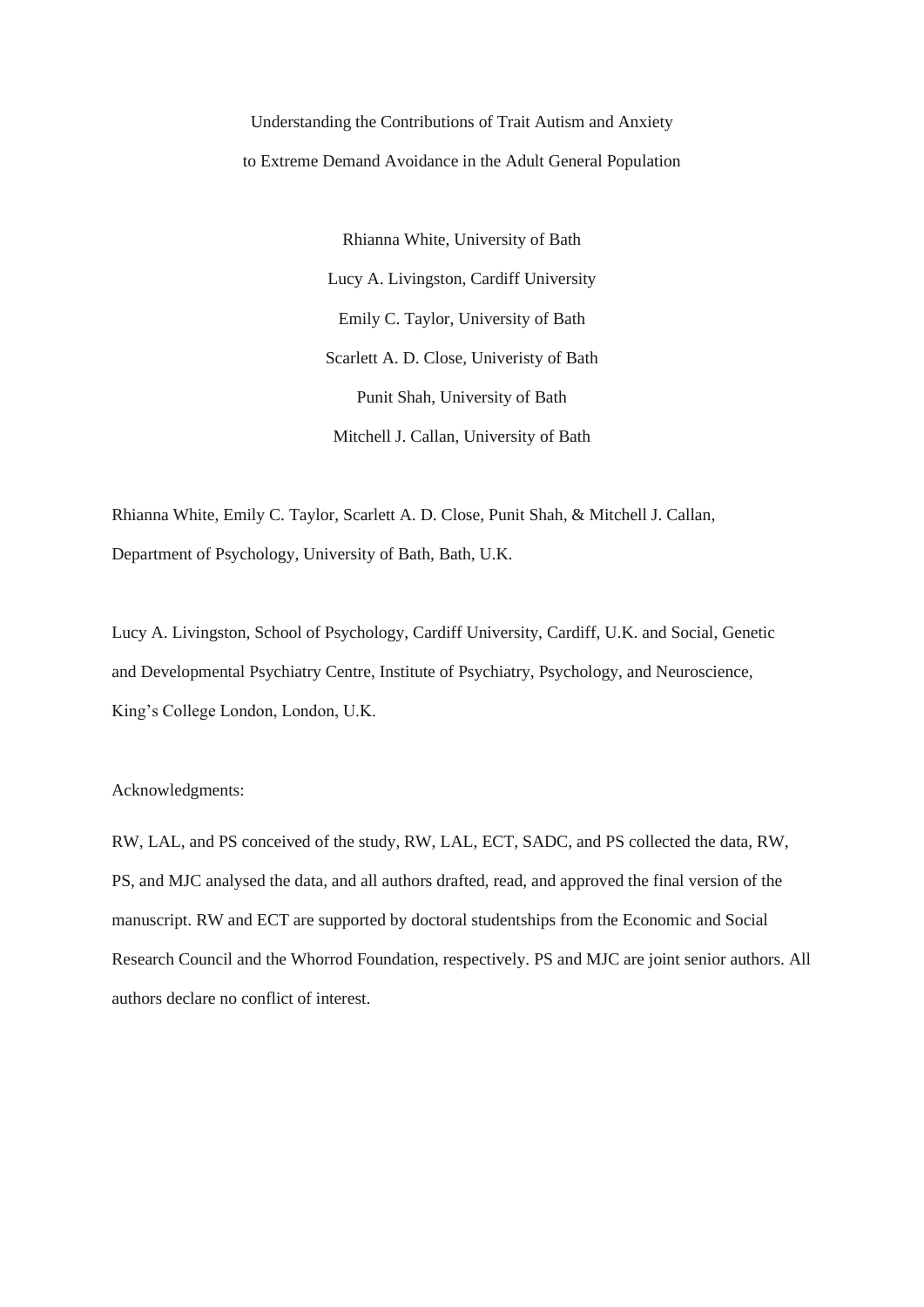# Understanding the Contributions of Trait Autism and Anxiety to Extreme Demand Avoidance in the Adult General Population

Rhianna White, University of Bath

Lucy A. Livingston, Cardiff University

Emily C. Taylor, University of Bath

Scarlett A. D. Close, Univeristy of Bath

Punit Shah, University of Bath

Mitchell J. Callan, University of Bath

Rhianna White, Emily C. Taylor, Scarlett A. D. Close, Punit Shah, & Mitchell J. Callan, Department of Psychology, University of Bath, Bath, U.K.

Lucy A. Livingston, School of Psychology, Cardiff University, Cardiff, U.K. and Social, Genetic and Developmental Psychiatry Centre, Institute of Psychiatry, Psychology, and Neuroscience, King's College London, London, U.K.

Acknowledgments:

RW, LAL, and PS conceived of the study, RW, LAL, ECT, SADC, and PS collected the data, RW, PS, and MJC analysed the data, and all authors drafted, read, and approved the final version of the manuscript. RW and ECT are supported by doctoral studentships from the Economic and Social Research Council and the Whorrod Foundation, respectively. PS and MJC are joint senior authors. All authors declare no conflict of interest.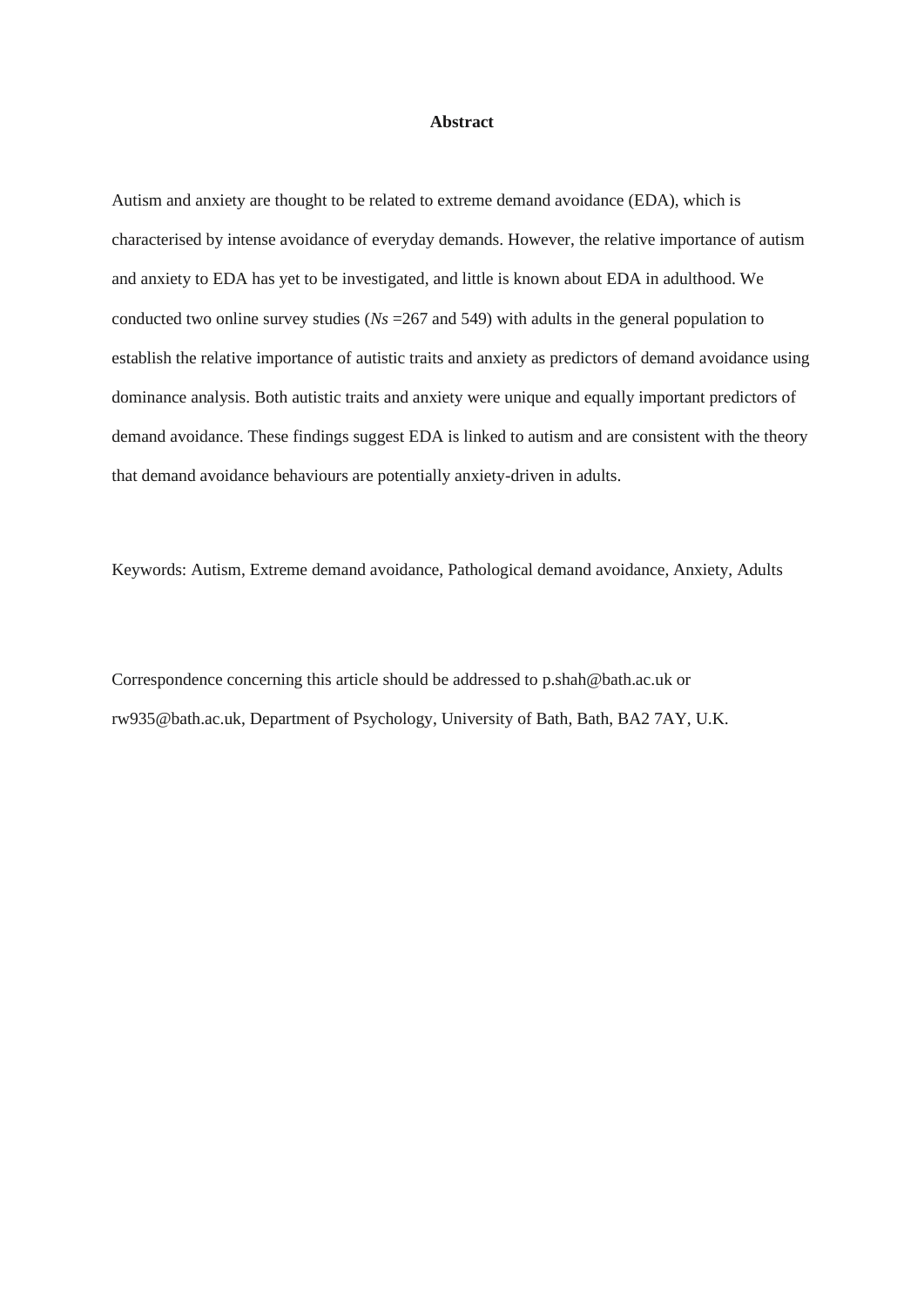**Abstract**

Autism and anxiety are thought to be related to extreme demand avoidance (EDA), which is characterised by intense avoidance of everyday demands. However, the relative importance of autism and anxiety to EDA has yet to be investigated, and little is known about EDA in adulthood. We conducted two online survey studies (*Ns* =267 and 549) with adults in the general population to establish the relative importance of autistic traits and anxiety as predictors of demand avoidance using dominance analysis. Both autistic traits and anxiety were unique and equally important predictors of demand avoidance. These findings suggest EDA is linked to autism and are consistent with the theory that demand avoidance behaviours are potentially anxiety-driven in adults.

Keywords: Autism, Extreme demand avoidance, Pathological demand avoidance, Anxiety, Adults

Correspondence concerning this article should be addressed to p.shah@bath.ac.uk or rw935@bath.ac.uk, Department of Psychology, University of Bath, Bath, BA2 7AY, U.K.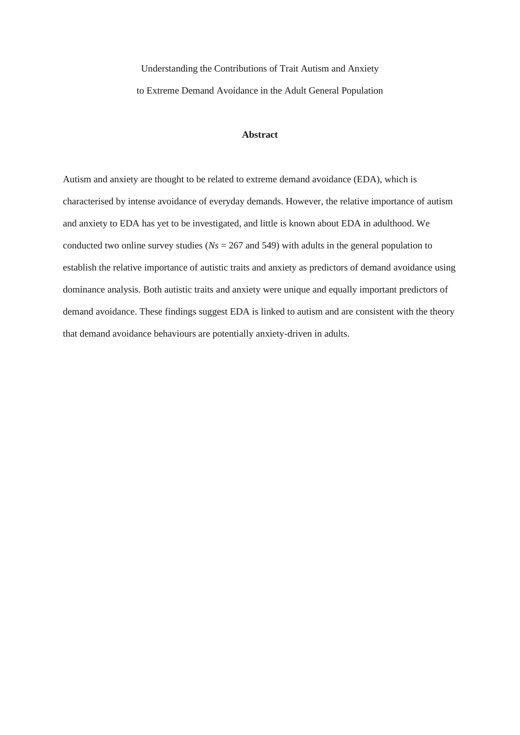Understanding the Contributions of Trait Autism and Anxiety to Extreme Demand Avoidance in the Adult General Population

## Abstract

Autism and anxiety are thought to be related to extreme demand avoidance (EDA), which is characterised by intense avoidance of everyday demands. However, the relative importance of autism and anxiety to EDA has yet to be investigated, and little is known about EDA in adulthood. We conducted two online survey studies (*Ns* = 267 and 549) with adults in the general population to establish the relative importance of autistic traits and anxiety as predictors of demand avoidance using dominance analysis. Both autistic traits and anxiety were unique and equally important predictors of demand avoidance. These findings suggest EDA is linked to autism and are consistent with the theory that demand avoidance behaviours are potentially anxiety-driven in adults.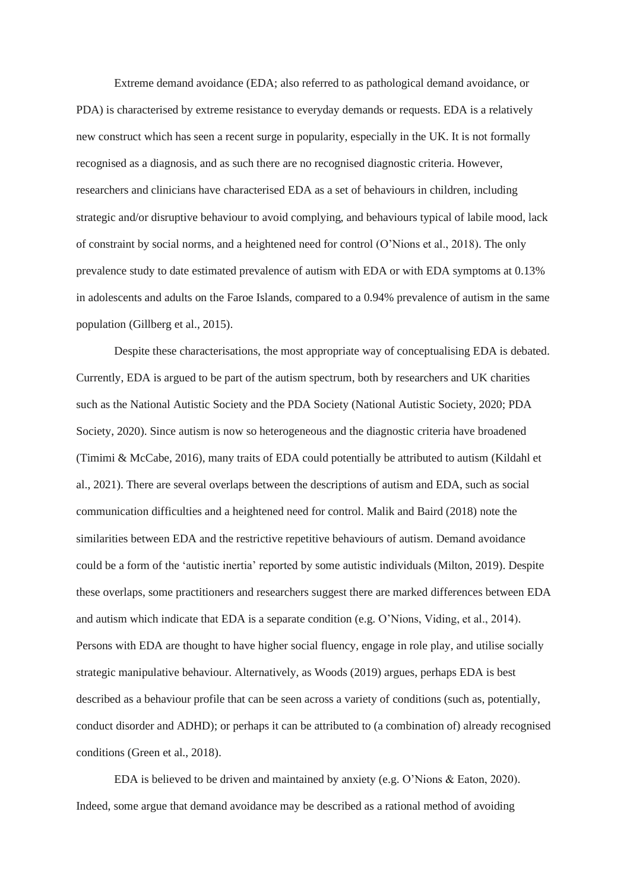Extreme demand avoidance (EDA; also referred to as pathological demand avoidance, or PDA) is characterised by extreme resistance to everyday demands or requests. EDA is a relatively new construct which has seen a recent surge in popularity, especially in the UK. It is not formally recognised as a diagnosis, and as such there are no recognised diagnostic criteria. However, researchers and clinicians have characterised EDA as a set of behaviours in children, including strategic and/or disruptive behaviour to avoid complying, and behaviours typical of labile mood, lack of constraint by social norms, and a heightened need for control (O'Nions et al., 2018). The only prevalence study to date estimated prevalence of autism with EDA or with EDA symptoms at 0.13% in adolescents and adults on the Faroe Islands, compared to a 0.94% prevalence of autism in the same population (Gillberg et al., 2015).

Despite these characterisations, the most appropriate way of conceptualising EDA is debated. Currently, EDA is argued to be part of the autism spectrum, both by researchers and UK charities such as the National Autistic Society and the PDA Society (National Autistic Society, 2020; PDA Society, 2020). Since autism is now so heterogeneous and the diagnostic criteria have broadened (Timimi & McCabe, 2016), many traits of EDA could potentially be attributed to autism (Kildahl et al., 2021). There are several overlaps between the descriptions of autism and EDA, such as social communication difficulties and a heightened need for control. Malik and Baird (2018) note the similarities between EDA and the restrictive repetitive behaviours of autism. Demand avoidance could be a form of the 'autistic inertia' reported by some autistic individuals (Milton, 2019). Despite these overlaps, some practitioners and researchers suggest there are marked differences between EDA and autism which indicate that EDA is a separate condition (e.g. O'Nions, Viding, et al., 2014). Persons with EDA are thought to have higher social fluency, engage in role play, and utilise socially strategic manipulative behaviour. Alternatively, as Woods (2019) argues, perhaps EDA is best described as a behaviour profile that can be seen across a variety of conditions (such as, potentially, conduct disorder and ADHD); or perhaps it can be attributed to (a combination of) already recognised conditions (Green et al., 2018).

EDA is believed to be driven and maintained by anxiety (e.g. O'Nions & Eaton, 2020). Indeed, some argue that demand avoidance may be described as a rational method of avoiding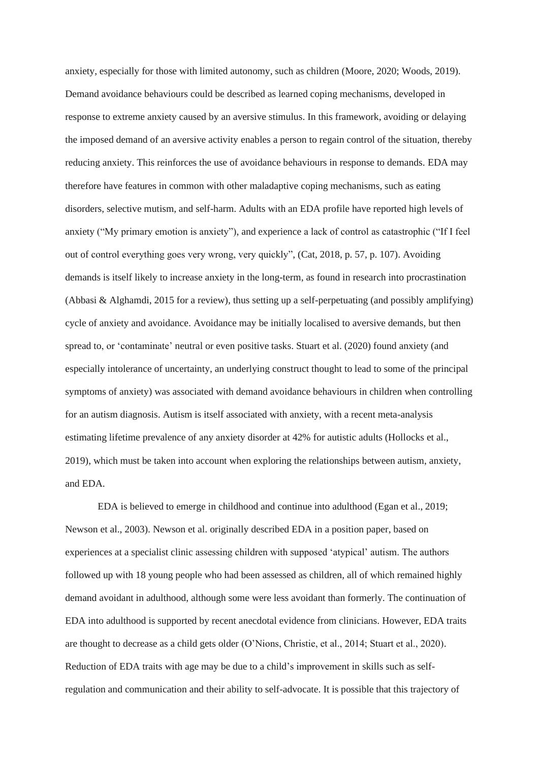anxiety, especially for those with limited autonomy, such as children (Moore, 2020; Woods, 2019). Demand avoidance behaviours could be described as learned coping mechanisms, developed in response to extreme anxiety caused by an aversive stimulus. In this framework, avoiding or delaying the imposed demand of an aversive activity enables a person to regain control of the situation, thereby reducing anxiety. This reinforces the use of avoidance behaviours in response to demands. EDA may therefore have features in common with other maladaptive coping mechanisms, such as eating disorders, selective mutism, and self-harm. Adults with an EDA profile have reported high levels of anxiety ("My primary emotion is anxiety"), and experience a lack of control as catastrophic ("If I feel out of control everything goes very wrong, very quickly", (Cat, 2018, p. 57, p. 107). Avoiding demands is itself likely to increase anxiety in the long-term, as found in research into procrastination (Abbasi & Alghamdi, 2015 for a review), thus setting up a self-perpetuating (and possibly amplifying) cycle of anxiety and avoidance. Avoidance may be initially localised to aversive demands, but then spread to, or 'contaminate' neutral or even positive tasks. Stuart et al. (2020) found anxiety (and especially intolerance of uncertainty, an underlying construct thought to lead to some of the principal symptoms of anxiety) was associated with demand avoidance behaviours in children when controlling for an autism diagnosis. Autism is itself associated with anxiety, with a recent meta-analysis estimating lifetime prevalence of any anxiety disorder at 42% for autistic adults (Hollocks et al., 2019), which must be taken into account when exploring the relationships between autism, anxiety, and EDA.

EDA is believed to emerge in childhood and continue into adulthood (Egan et al., 2019; Newson et al., 2003). Newson et al. originally described EDA in a position paper, based on experiences at a specialist clinic assessing children with supposed 'atypical' autism. The authors followed up with 18 young people who had been assessed as children, all of which remained highly demand avoidant in adulthood, although some were less avoidant than formerly. The continuation of EDA into adulthood is supported by recent anecdotal evidence from clinicians. However, EDA traits are thought to decrease as a child gets older (O'Nions, Christie, et al., 2014; Stuart et al., 2020). Reduction of EDA traits with age may be due to a child's improvement in skills such as self-regulation and communication and their ability to self-advocate. It is possible that this trajectory of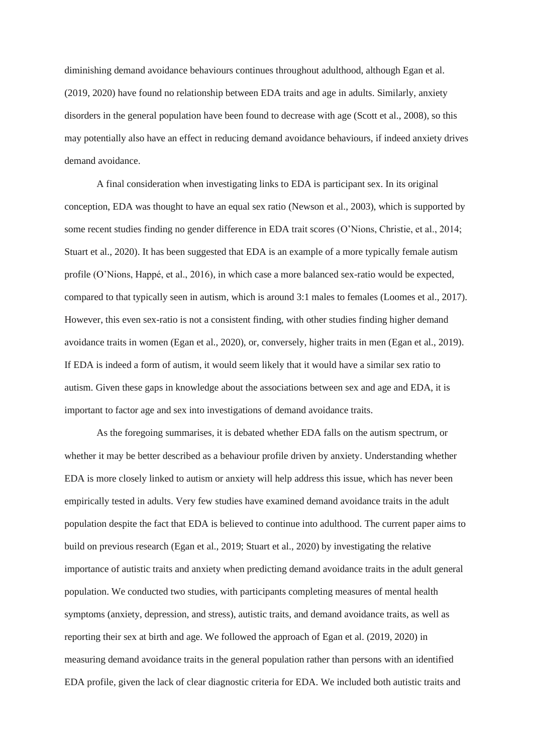diminishing demand avoidance behaviours continues throughout adulthood, although Egan et al. (2019, 2020) have found no relationship between EDA traits and age in adults. Similarly, anxiety disorders in the general population have been found to decrease with age (Scott et al., 2008), so this may potentially also have an effect in reducing demand avoidance behaviours, if indeed anxiety drives demand avoidance.

A final consideration when investigating links to EDA is participant sex. In its original conception, EDA was thought to have an equal sex ratio (Newson et al., 2003), which is supported by some recent studies finding no gender difference in EDA trait scores (O'Nions, Christie, et al., 2014; Stuart et al., 2020). It has been suggested that EDA is an example of a more typically female autism profile (O'Nions, Happé, et al., 2016), in which case a more balanced sex-ratio would be expected, compared to that typically seen in autism, which is around 3:1 males to females (Loomes et al., 2017). However, this even sex-ratio is not a consistent finding, with other studies finding higher demand avoidance traits in women (Egan et al., 2020), or, conversely, higher traits in men (Egan et al., 2019). If EDA is indeed a form of autism, it would seem likely that it would have a similar sex ratio to autism. Given these gaps in knowledge about the associations between sex and age and EDA, it is important to factor age and sex into investigations of demand avoidance traits.

As the foregoing summarises, it is debated whether EDA falls on the autism spectrum, or whether it may be better described as a behaviour profile driven by anxiety. Understanding whether EDA is more closely linked to autism or anxiety will help address this issue, which has never been empirically tested in adults. Very few studies have examined demand avoidance traits in the adult population despite the fact that EDA is believed to continue into adulthood. The current paper aims to build on previous research (Egan et al., 2019; Stuart et al., 2020) by investigating the relative importance of autistic traits and anxiety when predicting demand avoidance traits in the adult general population. We conducted two studies, with participants completing measures of mental health symptoms (anxiety, depression, and stress), autistic traits, and demand avoidance traits, as well as reporting their sex at birth and age. We followed the approach of Egan et al. (2019, 2020) in measuring demand avoidance traits in the general population rather than persons with an identified EDA profile, given the lack of clear diagnostic criteria for EDA. We included both autistic traits and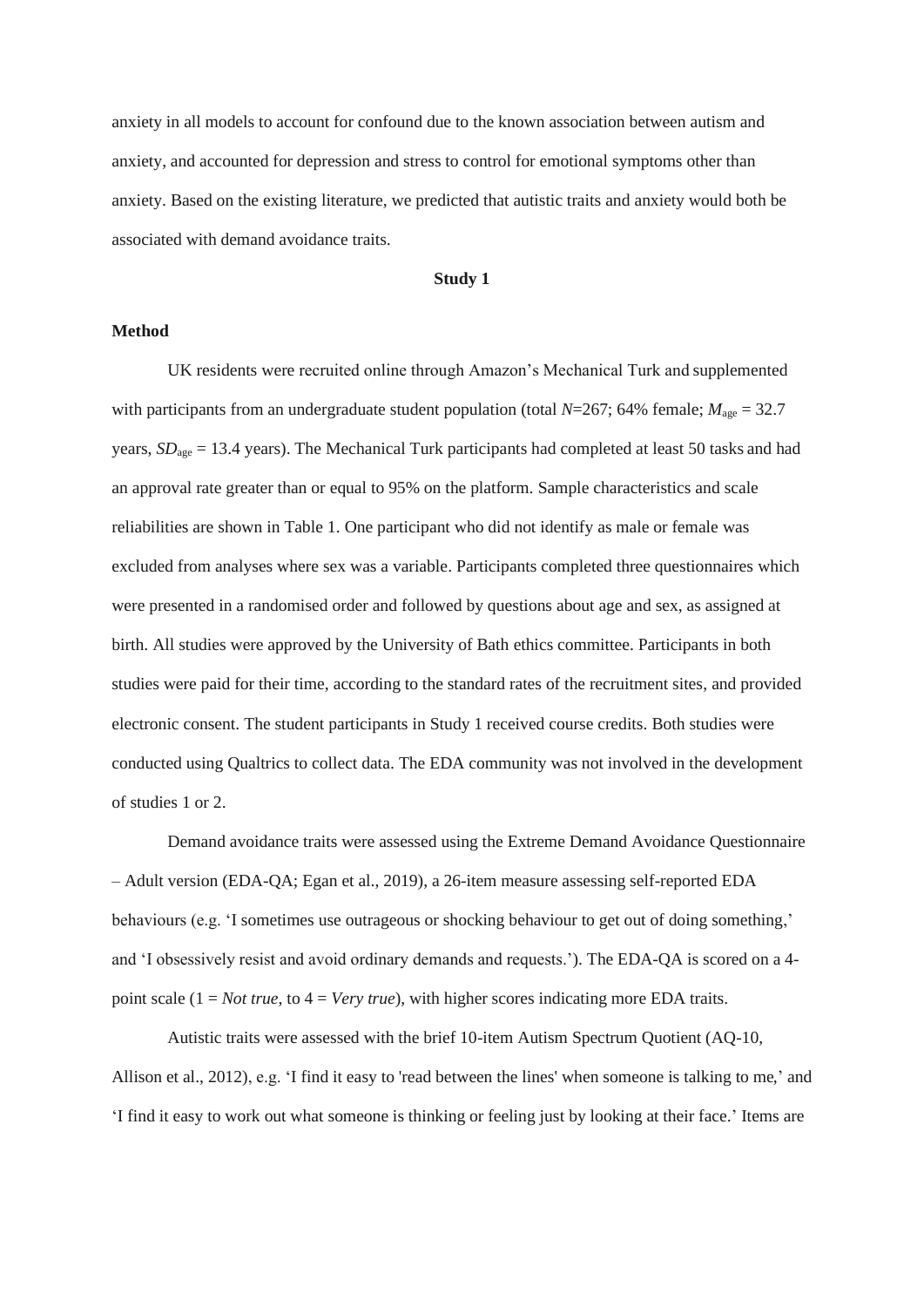anxiety in all models to account for confound due to the known association between autism and anxiety, and accounted for depression and stress to control for emotional symptoms other than anxiety. Based on the existing literature, we predicted that autistic traits and anxiety would both be associated with demand avoidance traits.

## Study 1

### Method

UK residents were recruited online through Amazon's Mechanical Turk and supplemented with participants from an undergraduate student population (total *N*=267; 64% female; $M_{age}$ = 32.7 years, $SD_{age}$ = 13.4 years). The Mechanical Turk participants had completed at least 50 tasks and had an approval rate greater than or equal to 95% on the platform. Sample characteristics and scale reliabilities are shown in Table 1. One participant who did not identify as male or female was excluded from analyses where sex was a variable. Participants completed three questionnaires which were presented in a randomised order and followed by questions about age and sex, as assigned at birth. All studies were approved by the University of Bath ethics committee. Participants in both studies were paid for their time, according to the standard rates of the recruitment sites, and provided electronic consent. The student participants in Study 1 received course credits. Both studies were conducted using Qualtrics to collect data. The EDA community was not involved in the development of studies 1 or 2.

Demand avoidance traits were assessed using the Extreme Demand Avoidance Questionnaire – Adult version (EDA-QA; Egan et al., 2019), a 26-item measure assessing self-reported EDA behaviours (e.g. 'I sometimes use outrageous or shocking behaviour to get out of doing something,' and 'I obsessively resist and avoid ordinary demands and requests.'). The EDA-QA is scored on a 4-point scale (1 = *Not true*, to 4 = *Very true*), with higher scores indicating more EDA traits.

Autistic traits were assessed with the brief 10-item Autism Spectrum Quotient (AQ-10, Allison et al., 2012), e.g. 'I find it easy to 'read between the lines' when someone is talking to me,' and 'I find it easy to work out what someone is thinking or feeling just by looking at their face.' Items are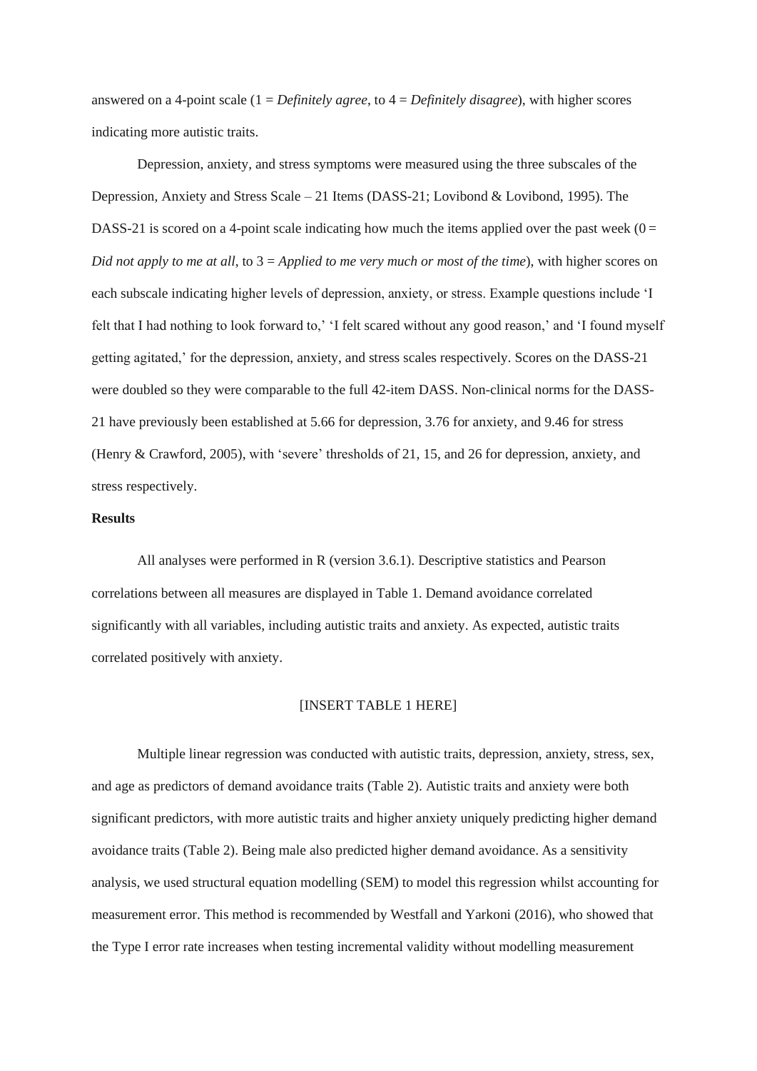answered on a 4-point scale (1 = *Definitely agree*, to 4 = *Definitely disagree*), with higher scores indicating more autistic traits.

Depression, anxiety, and stress symptoms were measured using the three subscales of the Depression, Anxiety and Stress Scale – 21 Items (DASS-21; Lovibond & Lovibond, 1995). The DASS-21 is scored on a 4-point scale indicating how much the items applied over the past week (0 = *Did not apply to me at all*, to 3 = *Applied to me very much or most of the time*), with higher scores on each subscale indicating higher levels of depression, anxiety, or stress. Example questions include 'I felt that I had nothing to look forward to,' 'I felt scared without any good reason,' and 'I found myself getting agitated,' for the depression, anxiety, and stress scales respectively. Scores on the DASS-21 were doubled so they were comparable to the full 42-item DASS. Non-clinical norms for the DASS-21 have previously been established at 5.66 for depression, 3.76 for anxiety, and 9.46 for stress (Henry & Crawford, 2005), with 'severe' thresholds of 21, 15, and 26 for depression, anxiety, and stress respectively.

**Results**

All analyses were performed in R (version 3.6.1). Descriptive statistics and Pearson correlations between all measures are displayed in Table 1. Demand avoidance correlated significantly with all variables, including autistic traits and anxiety. As expected, autistic traits correlated positively with anxiety.

[INSERT TABLE 1 HERE]

Multiple linear regression was conducted with autistic traits, depression, anxiety, stress, sex, and age as predictors of demand avoidance traits (Table 2). Autistic traits and anxiety were both significant predictors, with more autistic traits and higher anxiety uniquely predicting higher demand avoidance traits (Table 2). Being male also predicted higher demand avoidance. As a sensitivity analysis, we used structural equation modelling (SEM) to model this regression whilst accounting for measurement error. This method is recommended by Westfall and Yarkoni (2016), who showed that the Type I error rate increases when testing incremental validity without modelling measurement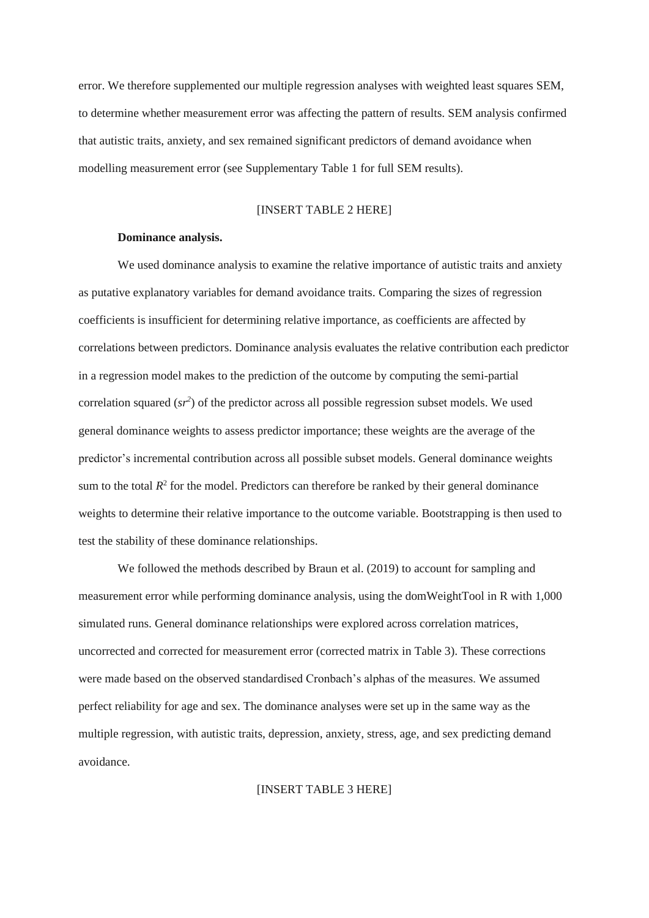error. We therefore supplemented our multiple regression analyses with weighted least squares SEM, to determine whether measurement error was affecting the pattern of results. SEM analysis confirmed that autistic traits, anxiety, and sex remained significant predictors of demand avoidance when modelling measurement error (see Supplementary Table 1 for full SEM results).

[INSERT TABLE 2 HERE]

**Dominance analysis.**

We used dominance analysis to examine the relative importance of autistic traits and anxiety as putative explanatory variables for demand avoidance traits. Comparing the sizes of regression coefficients is insufficient for determining relative importance, as coefficients are affected by correlations between predictors. Dominance analysis evaluates the relative contribution each predictor in a regression model makes to the prediction of the outcome by computing the semi-partial correlation squared ($sr^2$) of the predictor across all possible regression subset models. We used general dominance weights to assess predictor importance; these weights are the average of the predictor's incremental contribution across all possible subset models. General dominance weights sum to the total $R^2$ for the model. Predictors can therefore be ranked by their general dominance weights to determine their relative importance to the outcome variable. Bootstrapping is then used to test the stability of these dominance relationships.

We followed the methods described by Braun et al. (2019) to account for sampling and measurement error while performing dominance analysis, using the domWeightTool in R with 1,000 simulated runs. General dominance relationships were explored across correlation matrices, uncorrected and corrected for measurement error (corrected matrix in Table 3). These corrections were made based on the observed standardised Cronbach's alphas of the measures. We assumed perfect reliability for age and sex. The dominance analyses were set up in the same way as the multiple regression, with autistic traits, depression, anxiety, stress, age, and sex predicting demand avoidance.

[INSERT TABLE 3 HERE]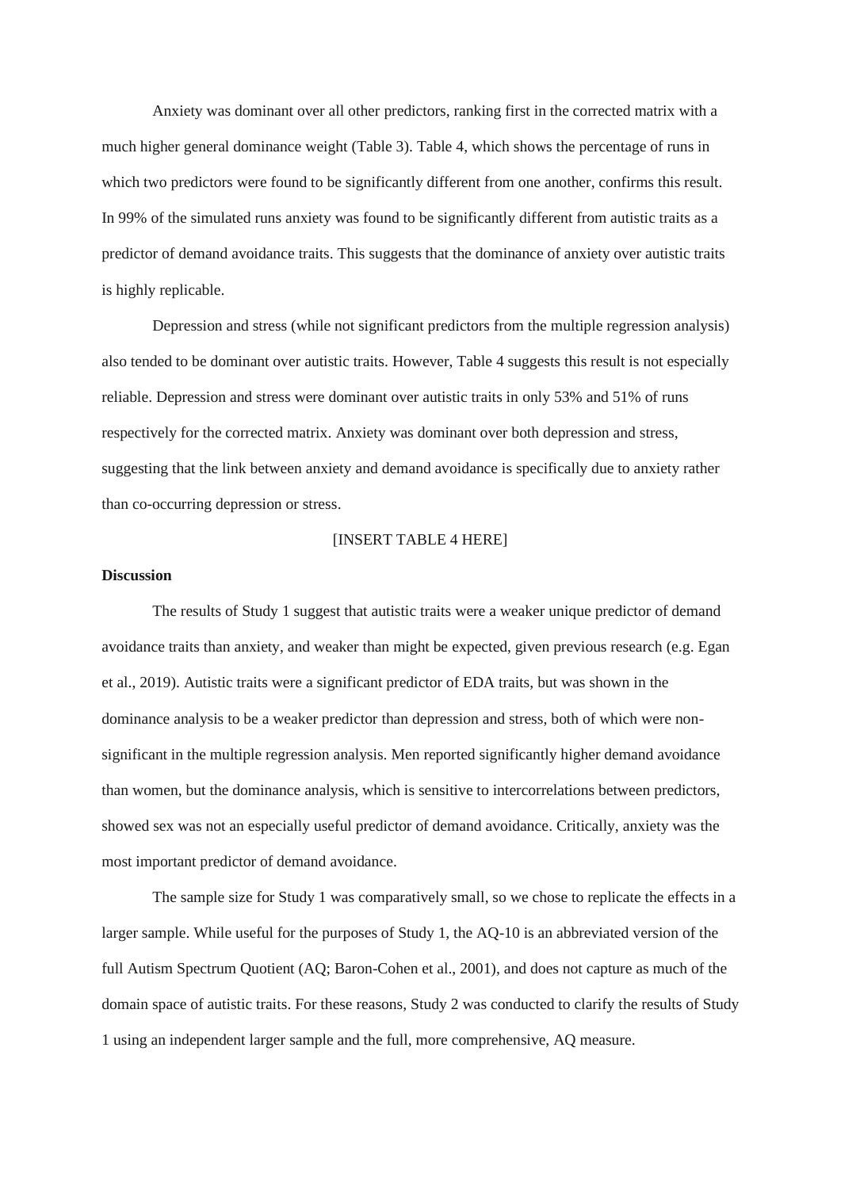Anxiety was dominant over all other predictors, ranking first in the corrected matrix with a much higher general dominance weight (Table 3). Table 4, which shows the percentage of runs in which two predictors were found to be significantly different from one another, confirms this result. In 99% of the simulated runs anxiety was found to be significantly different from autistic traits as a predictor of demand avoidance traits. This suggests that the dominance of anxiety over autistic traits is highly replicable.

Depression and stress (while not significant predictors from the multiple regression analysis) also tended to be dominant over autistic traits. However, Table 4 suggests this result is not especially reliable. Depression and stress were dominant over autistic traits in only 53% and 51% of runs respectively for the corrected matrix. Anxiety was dominant over both depression and stress, suggesting that the link between anxiety and demand avoidance is specifically due to anxiety rather than co-occurring depression or stress.

[INSERT TABLE 4 HERE]

**Discussion**

The results of Study 1 suggest that autistic traits were a weaker unique predictor of demand avoidance traits than anxiety, and weaker than might be expected, given previous research (e.g. Egan et al., 2019). Autistic traits were a significant predictor of EDA traits, but was shown in the dominance analysis to be a weaker predictor than depression and stress, both of which were non-significant in the multiple regression analysis. Men reported significantly higher demand avoidance than women, but the dominance analysis, which is sensitive to intercorrelations between predictors, showed sex was not an especially useful predictor of demand avoidance. Critically, anxiety was the most important predictor of demand avoidance.

The sample size for Study 1 was comparatively small, so we chose to replicate the effects in a larger sample. While useful for the purposes of Study 1, the AQ-10 is an abbreviated version of the full Autism Spectrum Quotient (AQ; Baron-Cohen et al., 2001), and does not capture as much of the domain space of autistic traits. For these reasons, Study 2 was conducted to clarify the results of Study 1 using an independent larger sample and the full, more comprehensive, AQ measure.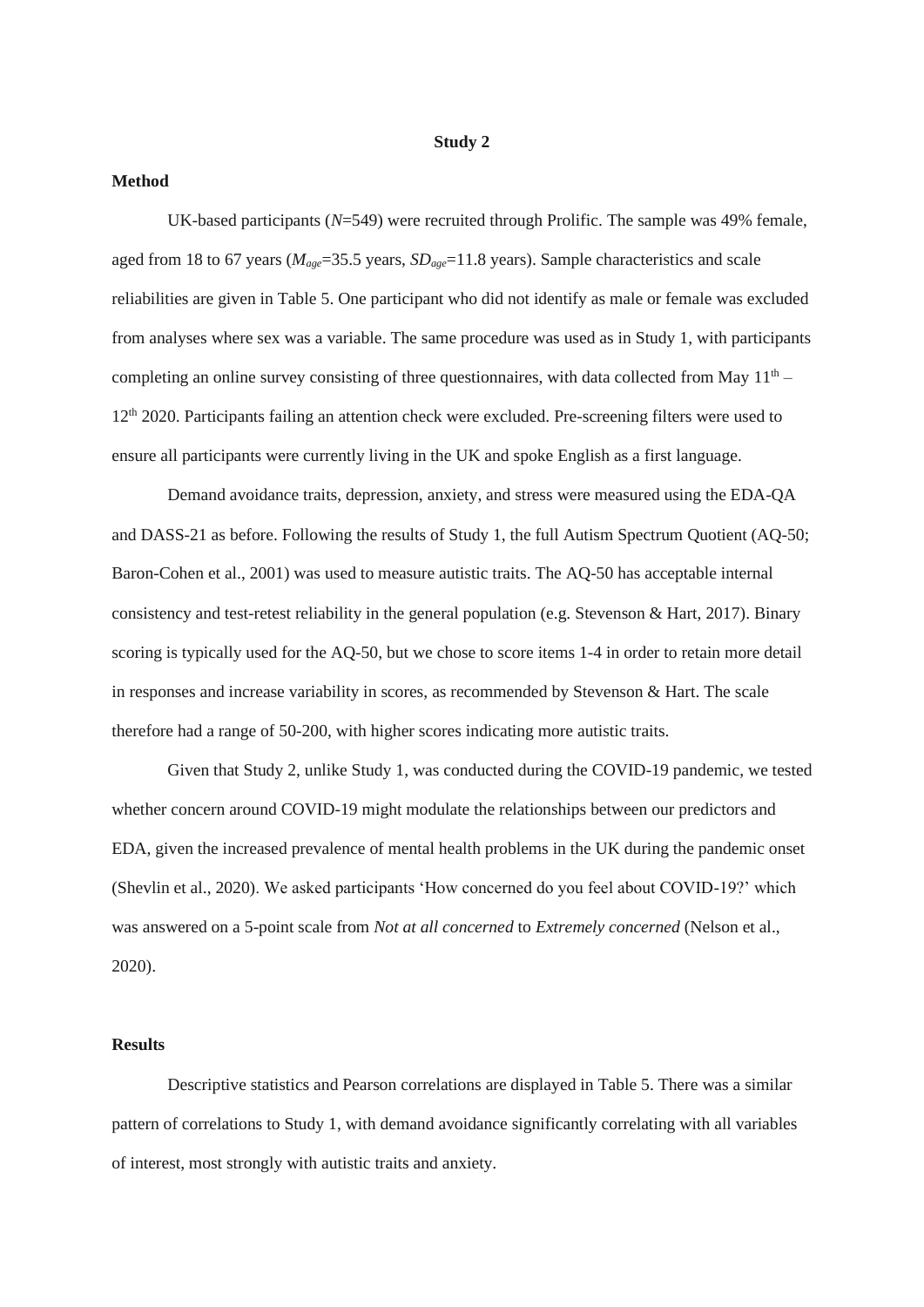## Study 2

### Method

UK-based participants (*N*=549) were recruited through Prolific. The sample was 49% female, aged from 18 to 67 years ($M_{age}$=35.5 years, $SD_{age}$=11.8 years). Sample characteristics and scale reliabilities are given in Table 5. One participant who did not identify as male or female was excluded from analyses where sex was a variable. The same procedure was used as in Study 1, with participants completing an online survey consisting of three questionnaires, with data collected from May 11th – 12th 2020. Participants failing an attention check were excluded. Pre-screening filters were used to ensure all participants were currently living in the UK and spoke English as a first language.

Demand avoidance traits, depression, anxiety, and stress were measured using the EDA-QA and DASS-21 as before. Following the results of Study 1, the full Autism Spectrum Quotient (AQ-50; Baron-Cohen et al., 2001) was used to measure autistic traits. The AQ-50 has acceptable internal consistency and test-retest reliability in the general population (e.g. Stevenson & Hart, 2017). Binary scoring is typically used for the AQ-50, but we chose to score items 1-4 in order to retain more detail in responses and increase variability in scores, as recommended by Stevenson & Hart. The scale therefore had a range of 50-200, with higher scores indicating more autistic traits.

Given that Study 2, unlike Study 1, was conducted during the COVID-19 pandemic, we tested whether concern around COVID-19 might modulate the relationships between our predictors and EDA, given the increased prevalence of mental health problems in the UK during the pandemic onset (Shevlin et al., 2020). We asked participants 'How concerned do you feel about COVID-19?' which was answered on a 5-point scale from *Not at all concerned* to *Extremely concerned* (Nelson et al., 2020).

### Results

Descriptive statistics and Pearson correlations are displayed in Table 5. There was a similar pattern of correlations to Study 1, with demand avoidance significantly correlating with all variables of interest, most strongly with autistic traits and anxiety.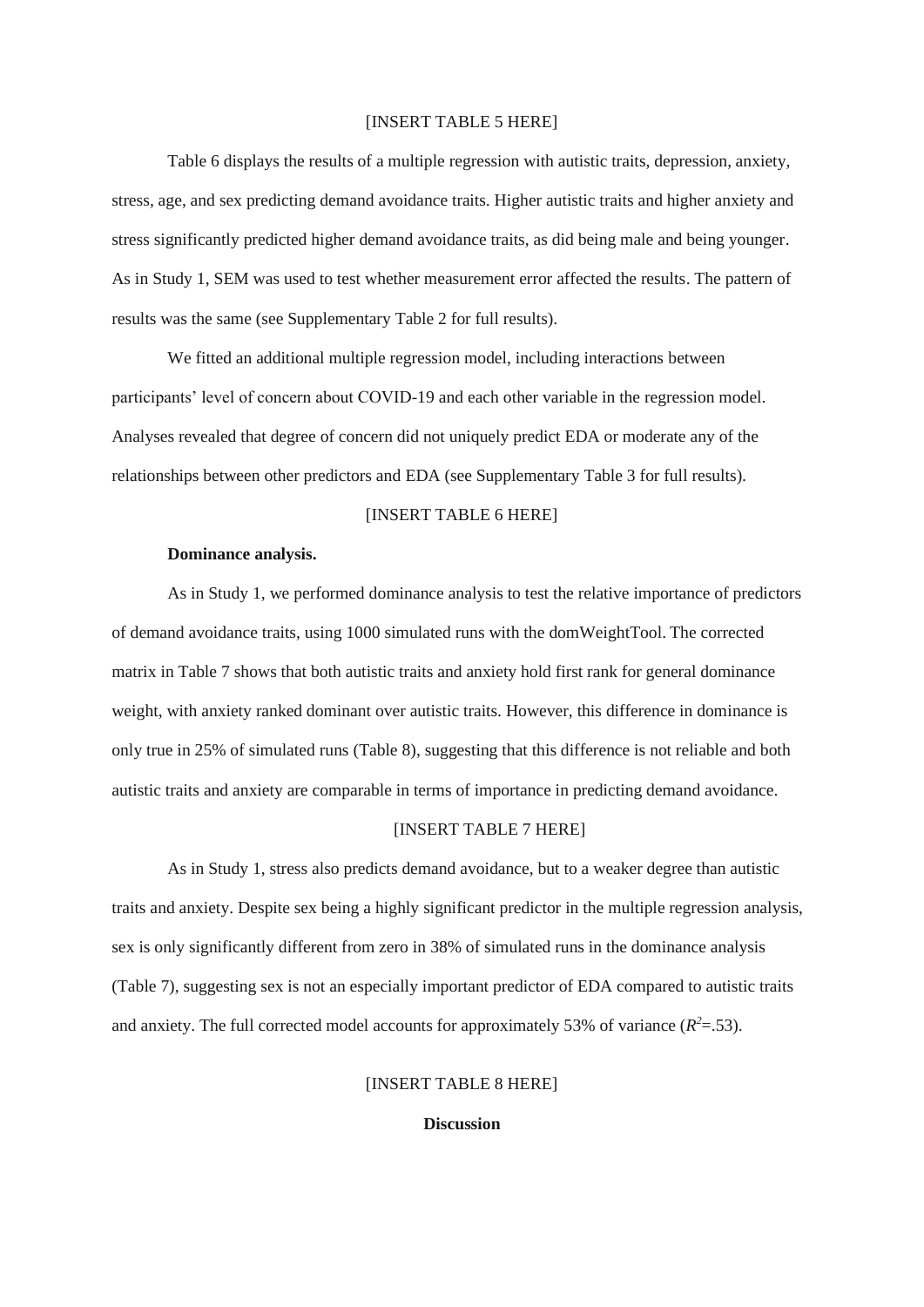[INSERT TABLE 5 HERE]

Table 6 displays the results of a multiple regression with autistic traits, depression, anxiety, stress, age, and sex predicting demand avoidance traits. Higher autistic traits and higher anxiety and stress significantly predicted higher demand avoidance traits, as did being male and being younger. As in Study 1, SEM was used to test whether measurement error affected the results. The pattern of results was the same (see Supplementary Table 2 for full results).

We fitted an additional multiple regression model, including interactions between participants' level of concern about COVID-19 and each other variable in the regression model. Analyses revealed that degree of concern did not uniquely predict EDA or moderate any of the relationships between other predictors and EDA (see Supplementary Table 3 for full results).

[INSERT TABLE 6 HERE]

**Dominance analysis.**

As in Study 1, we performed dominance analysis to test the relative importance of predictors of demand avoidance traits, using 1000 simulated runs with the domWeightTool. The corrected matrix in Table 7 shows that both autistic traits and anxiety hold first rank for general dominance weight, with anxiety ranked dominant over autistic traits. However, this difference in dominance is only true in 25% of simulated runs (Table 8), suggesting that this difference is not reliable and both autistic traits and anxiety are comparable in terms of importance in predicting demand avoidance.

[INSERT TABLE 7 HERE]

As in Study 1, stress also predicts demand avoidance, but to a weaker degree than autistic traits and anxiety. Despite sex being a highly significant predictor in the multiple regression analysis, sex is only significantly different from zero in 38% of simulated runs in the dominance analysis (Table 7), suggesting sex is not an especially important predictor of EDA compared to autistic traits and anxiety. The full corrected model accounts for approximately 53% of variance ($R^2$=.53).

[INSERT TABLE 8 HERE]

**Discussion**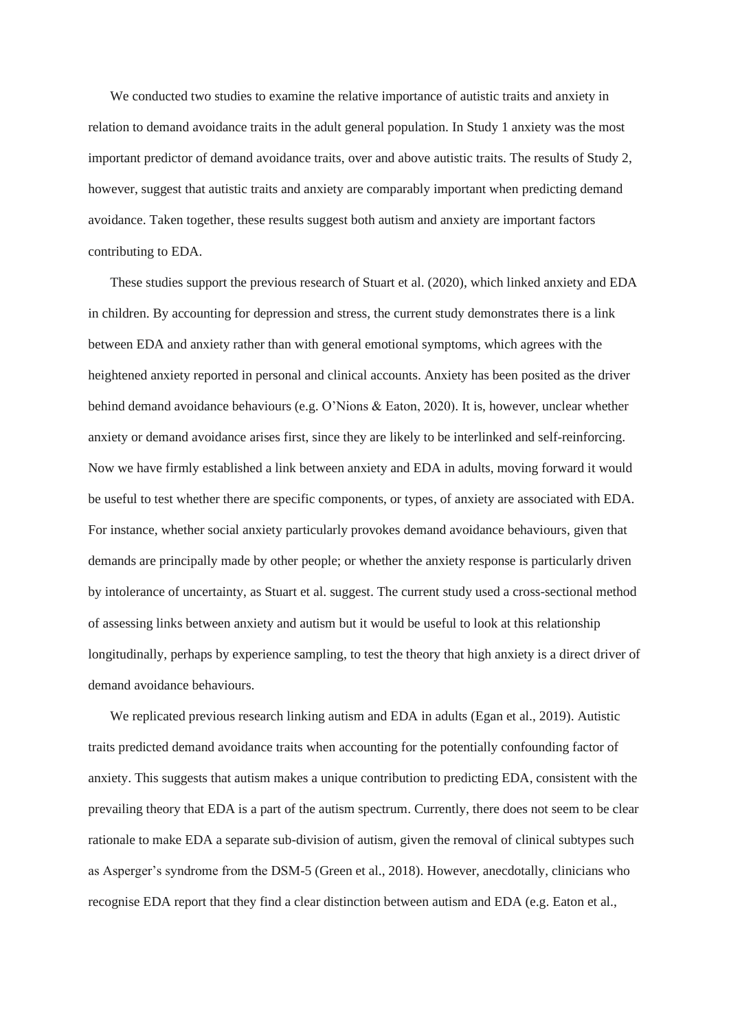We conducted two studies to examine the relative importance of autistic traits and anxiety in relation to demand avoidance traits in the adult general population. In Study 1 anxiety was the most important predictor of demand avoidance traits, over and above autistic traits. The results of Study 2, however, suggest that autistic traits and anxiety are comparably important when predicting demand avoidance. Taken together, these results suggest both autism and anxiety are important factors contributing to EDA.

These studies support the previous research of Stuart et al. (2020), which linked anxiety and EDA in children. By accounting for depression and stress, the current study demonstrates there is a link between EDA and anxiety rather than with general emotional symptoms, which agrees with the heightened anxiety reported in personal and clinical accounts. Anxiety has been posited as the driver behind demand avoidance behaviours (e.g. O'Nions & Eaton, 2020). It is, however, unclear whether anxiety or demand avoidance arises first, since they are likely to be interlinked and self-reinforcing. Now we have firmly established a link between anxiety and EDA in adults, moving forward it would be useful to test whether there are specific components, or types, of anxiety are associated with EDA. For instance, whether social anxiety particularly provokes demand avoidance behaviours, given that demands are principally made by other people; or whether the anxiety response is particularly driven by intolerance of uncertainty, as Stuart et al. suggest. The current study used a cross-sectional method of assessing links between anxiety and autism but it would be useful to look at this relationship longitudinally, perhaps by experience sampling, to test the theory that high anxiety is a direct driver of demand avoidance behaviours.

We replicated previous research linking autism and EDA in adults (Egan et al., 2019). Autistic traits predicted demand avoidance traits when accounting for the potentially confounding factor of anxiety. This suggests that autism makes a unique contribution to predicting EDA, consistent with the prevailing theory that EDA is a part of the autism spectrum. Currently, there does not seem to be clear rationale to make EDA a separate sub-division of autism, given the removal of clinical subtypes such as Asperger's syndrome from the DSM-5 (Green et al., 2018). However, anecdotally, clinicians who recognise EDA report that they find a clear distinction between autism and EDA (e.g. Eaton et al.,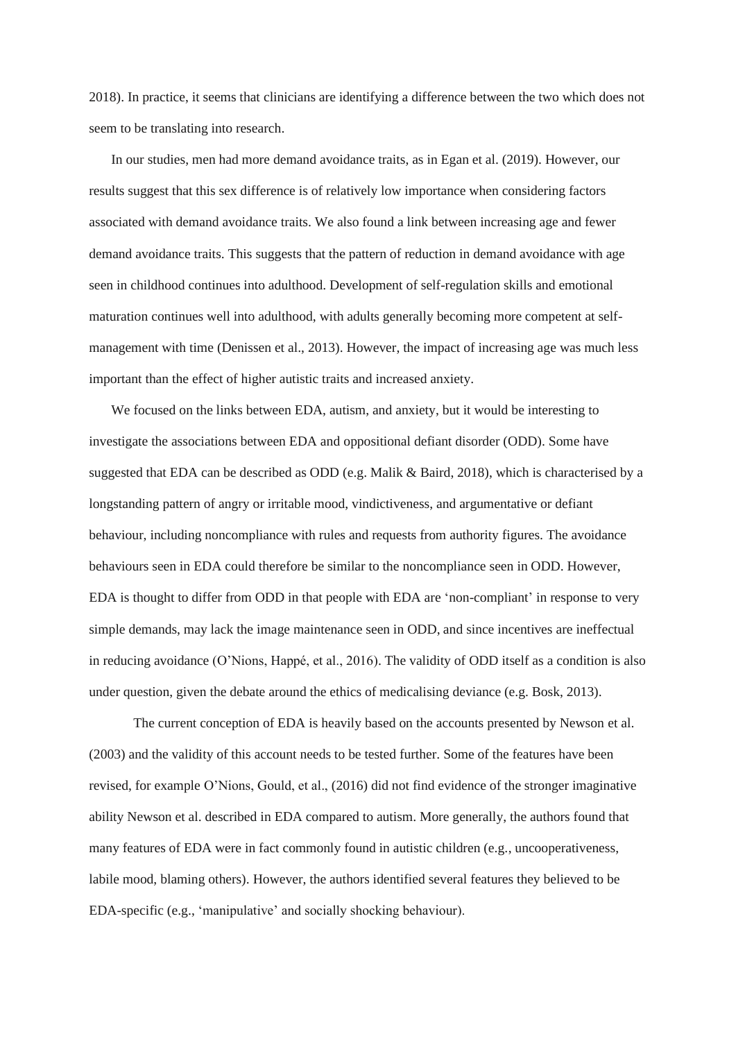2018). In practice, it seems that clinicians are identifying a difference between the two which does not seem to be translating into research.

In our studies, men had more demand avoidance traits, as in Egan et al. (2019). However, our results suggest that this sex difference is of relatively low importance when considering factors associated with demand avoidance traits. We also found a link between increasing age and fewer demand avoidance traits. This suggests that the pattern of reduction in demand avoidance with age seen in childhood continues into adulthood. Development of self-regulation skills and emotional maturation continues well into adulthood, with adults generally becoming more competent at self-management with time (Denissen et al., 2013). However, the impact of increasing age was much less important than the effect of higher autistic traits and increased anxiety.

We focused on the links between EDA, autism, and anxiety, but it would be interesting to investigate the associations between EDA and oppositional defiant disorder (ODD). Some have suggested that EDA can be described as ODD (e.g. Malik & Baird, 2018), which is characterised by a longstanding pattern of angry or irritable mood, vindictiveness, and argumentative or defiant behaviour, including noncompliance with rules and requests from authority figures. The avoidance behaviours seen in EDA could therefore be similar to the noncompliance seen in ODD. However, EDA is thought to differ from ODD in that people with EDA are 'non-compliant' in response to very simple demands, may lack the image maintenance seen in ODD, and since incentives are ineffectual in reducing avoidance (O'Nions, Happé, et al., 2016). The validity of ODD itself as a condition is also under question, given the debate around the ethics of medicalising deviance (e.g. Bosk, 2013).

The current conception of EDA is heavily based on the accounts presented by Newson et al. (2003) and the validity of this account needs to be tested further. Some of the features have been revised, for example O'Nions, Gould, et al., (2016) did not find evidence of the stronger imaginative ability Newson et al. described in EDA compared to autism. More generally, the authors found that many features of EDA were in fact commonly found in autistic children (e.g., uncooperativeness, labile mood, blaming others). However, the authors identified several features they believed to be EDA-specific (e.g., 'manipulative' and socially shocking behaviour).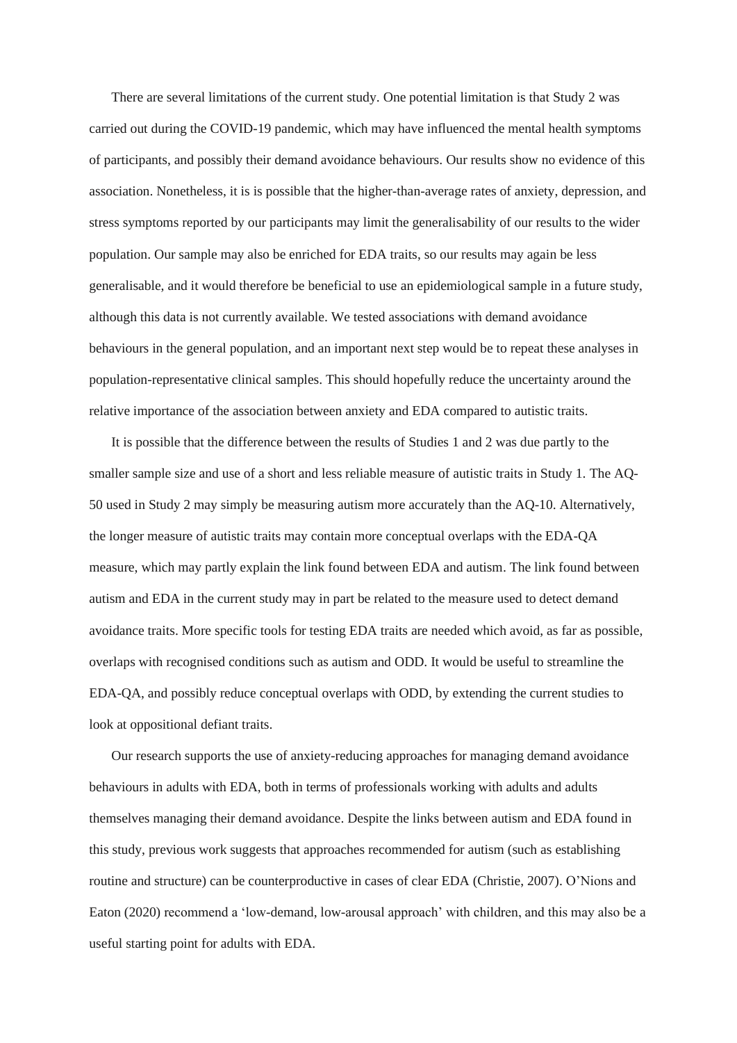There are several limitations of the current study. One potential limitation is that Study 2 was carried out during the COVID-19 pandemic, which may have influenced the mental health symptoms of participants, and possibly their demand avoidance behaviours. Our results show no evidence of this association. Nonetheless, it is is possible that the higher-than-average rates of anxiety, depression, and stress symptoms reported by our participants may limit the generalisability of our results to the wider population. Our sample may also be enriched for EDA traits, so our results may again be less generalisable, and it would therefore be beneficial to use an epidemiological sample in a future study, although this data is not currently available. We tested associations with demand avoidance behaviours in the general population, and an important next step would be to repeat these analyses in population-representative clinical samples. This should hopefully reduce the uncertainty around the relative importance of the association between anxiety and EDA compared to autistic traits.

It is possible that the difference between the results of Studies 1 and 2 was due partly to the smaller sample size and use of a short and less reliable measure of autistic traits in Study 1. The AQ-50 used in Study 2 may simply be measuring autism more accurately than the AQ-10. Alternatively, the longer measure of autistic traits may contain more conceptual overlaps with the EDA-QA measure, which may partly explain the link found between EDA and autism. The link found between autism and EDA in the current study may in part be related to the measure used to detect demand avoidance traits. More specific tools for testing EDA traits are needed which avoid, as far as possible, overlaps with recognised conditions such as autism and ODD. It would be useful to streamline the EDA-QA, and possibly reduce conceptual overlaps with ODD, by extending the current studies to look at oppositional defiant traits.

Our research supports the use of anxiety-reducing approaches for managing demand avoidance behaviours in adults with EDA, both in terms of professionals working with adults and adults themselves managing their demand avoidance. Despite the links between autism and EDA found in this study, previous work suggests that approaches recommended for autism (such as establishing routine and structure) can be counterproductive in cases of clear EDA (Christie, 2007). O'Nions and Eaton (2020) recommend a 'low-demand, low-arousal approach' with children, and this may also be a useful starting point for adults with EDA.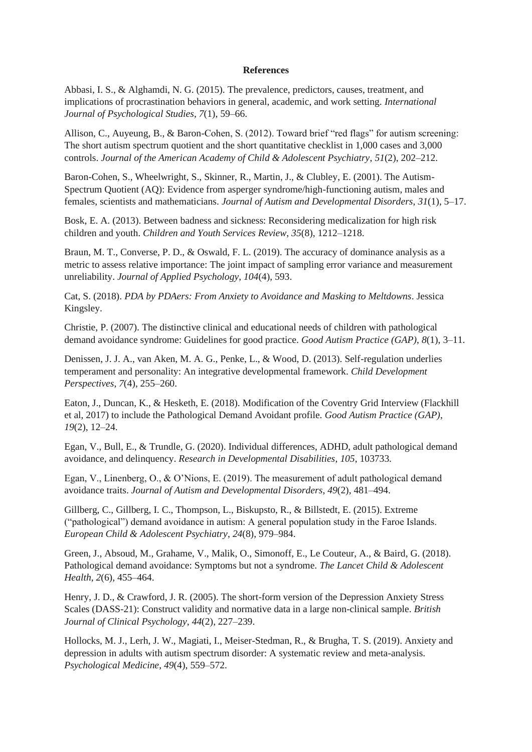**References**

Abbasi, I. S., & Alghamdi, N. G. (2015). The prevalence, predictors, causes, treatment, and implications of procrastination behaviors in general, academic, and work setting. *International Journal of Psychological Studies*, *7*(1), 59–66.

Allison, C., Auyeung, B., & Baron-Cohen, S. (2012). Toward brief "red flags" for autism screening: The short autism spectrum quotient and the short quantitative checklist in 1,000 cases and 3,000 controls. *Journal of the American Academy of Child & Adolescent Psychiatry*, *51*(2), 202–212.

Baron-Cohen, S., Wheelwright, S., Skinner, R., Martin, J., & Clubley, E. (2001). The Autism-Spectrum Quotient (AQ): Evidence from asperger syndrome/high-functioning autism, males and females, scientists and mathematicians. *Journal of Autism and Developmental Disorders*, *31*(1), 5–17.

Bosk, E. A. (2013). Between badness and sickness: Reconsidering medicalization for high risk children and youth. *Children and Youth Services Review*, *35*(8), 1212–1218.

Braun, M. T., Converse, P. D., & Oswald, F. L. (2019). The accuracy of dominance analysis as a metric to assess relative importance: The joint impact of sampling error variance and measurement unreliability. *Journal of Applied Psychology*, *104*(4), 593.

Cat, S. (2018). *PDA by PDAers: From Anxiety to Avoidance and Masking to Meltdowns*. Jessica Kingsley.

Christie, P. (2007). The distinctive clinical and educational needs of children with pathological demand avoidance syndrome: Guidelines for good practice. *Good Autism Practice (GAP)*, *8*(1), 3–11.

Denissen, J. J. A., van Aken, M. A. G., Penke, L., & Wood, D. (2013). Self-regulation underlies temperament and personality: An integrative developmental framework. *Child Development Perspectives*, *7*(4), 255–260.

Eaton, J., Duncan, K., & Hesketh, E. (2018). Modification of the Coventry Grid Interview (Flackhill et al, 2017) to include the Pathological Demand Avoidant profile. *Good Autism Practice (GAP)*, *19*(2), 12–24.

Egan, V., Bull, E., & Trundle, G. (2020). Individual differences, ADHD, adult pathological demand avoidance, and delinquency. *Research in Developmental Disabilities*, *105*, 103733.

Egan, V., Linenberg, O., & O'Nions, E. (2019). The measurement of adult pathological demand avoidance traits. *Journal of Autism and Developmental Disorders*, *49*(2), 481–494.

Gillberg, C., Gillberg, I. C., Thompson, L., Biskupsto, R., & Billstedt, E. (2015). Extreme ("pathological") demand avoidance in autism: A general population study in the Faroe Islands. *European Child & Adolescent Psychiatry*, *24*(8), 979–984.

Green, J., Absoud, M., Grahame, V., Malik, O., Simonoff, E., Le Couteur, A., & Baird, G. (2018). Pathological demand avoidance: Symptoms but not a syndrome. *The Lancet Child & Adolescent Health*, *2*(6), 455–464.

Henry, J. D., & Crawford, J. R. (2005). The short-form version of the Depression Anxiety Stress Scales (DASS-21): Construct validity and normative data in a large non-clinical sample. *British Journal of Clinical Psychology*, *44*(2), 227–239.

Hollocks, M. J., Lerh, J. W., Magiati, I., Meiser-Stedman, R., & Brugha, T. S. (2019). Anxiety and depression in adults with autism spectrum disorder: A systematic review and meta-analysis. *Psychological Medicine*, *49*(4), 559–572.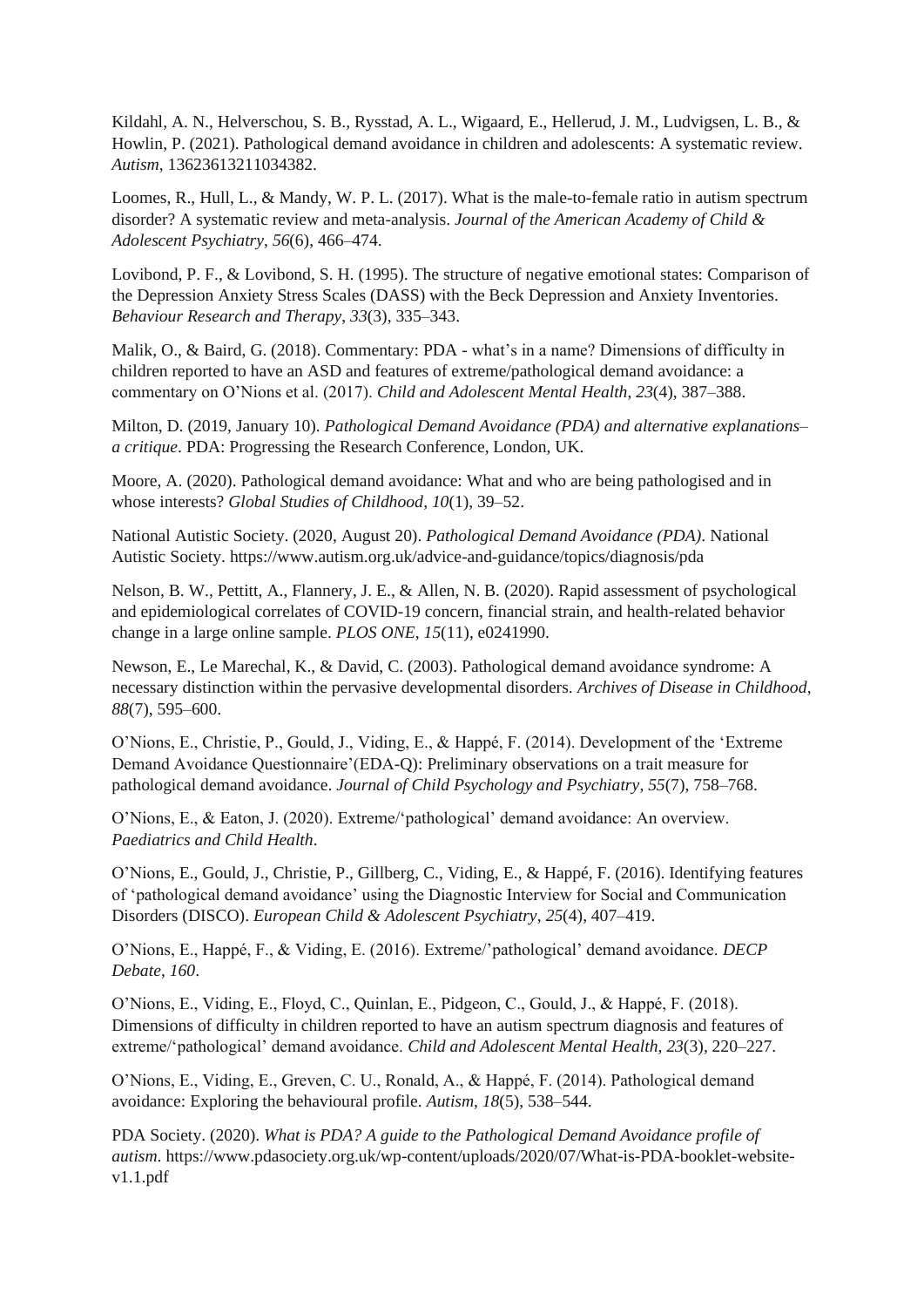Kildahl, A. N., Helverschou, S. B., Rysstad, A. L., Wigaard, E., Hellerud, J. M., Ludvigsen, L. B., & Howlin, P. (2021). Pathological demand avoidance in children and adolescents: A systematic review. *Autism*, 13623613211034382.

Loomes, R., Hull, L., & Mandy, W. P. L. (2017). What is the male-to-female ratio in autism spectrum disorder? A systematic review and meta-analysis. *Journal of the American Academy of Child & Adolescent Psychiatry*, *56*(6), 466–474.

Lovibond, P. F., & Lovibond, S. H. (1995). The structure of negative emotional states: Comparison of the Depression Anxiety Stress Scales (DASS) with the Beck Depression and Anxiety Inventories. *Behaviour Research and Therapy*, *33*(3), 335–343.

Malik, O., & Baird, G. (2018). Commentary: PDA - what's in a name? Dimensions of difficulty in children reported to have an ASD and features of extreme/pathological demand avoidance: a commentary on O'Nions et al. (2017). *Child and Adolescent Mental Health*, *23*(4), 387–388.

Milton, D. (2019, January 10). *Pathological Demand Avoidance (PDA) and alternative explanations– a critique*. PDA: Progressing the Research Conference, London, UK.

Moore, A. (2020). Pathological demand avoidance: What and who are being pathologised and in whose interests? *Global Studies of Childhood*, *10*(1), 39–52.

National Autistic Society. (2020, August 20). *Pathological Demand Avoidance (PDA)*. National Autistic Society. https://www.autism.org.uk/advice-and-guidance/topics/diagnosis/pda

Nelson, B. W., Pettitt, A., Flannery, J. E., & Allen, N. B. (2020). Rapid assessment of psychological and epidemiological correlates of COVID-19 concern, financial strain, and health-related behavior change in a large online sample. *PLOS ONE*, *15*(11), e0241990.

Newson, E., Le Marechal, K., & David, C. (2003). Pathological demand avoidance syndrome: A necessary distinction within the pervasive developmental disorders. *Archives of Disease in Childhood*, *88*(7), 595–600.

O'Nions, E., Christie, P., Gould, J., Viding, E., & Happé, F. (2014). Development of the 'Extreme Demand Avoidance Questionnaire'(EDA-Q): Preliminary observations on a trait measure for pathological demand avoidance. *Journal of Child Psychology and Psychiatry*, *55*(7), 758–768.

O'Nions, E., & Eaton, J. (2020). Extreme/'pathological' demand avoidance: An overview. *Paediatrics and Child Health*.

O'Nions, E., Gould, J., Christie, P., Gillberg, C., Viding, E., & Happé, F. (2016). Identifying features of 'pathological demand avoidance' using the Diagnostic Interview for Social and Communication Disorders (DISCO). *European Child & Adolescent Psychiatry*, *25*(4), 407–419.

O'Nions, E., Happé, F., & Viding, E. (2016). Extreme/'pathological' demand avoidance. *DECP Debate*, *160*.

O'Nions, E., Viding, E., Floyd, C., Quinlan, E., Pidgeon, C., Gould, J., & Happé, F. (2018). Dimensions of difficulty in children reported to have an autism spectrum diagnosis and features of extreme/'pathological' demand avoidance. *Child and Adolescent Mental Health*, *23*(3), 220–227.

O'Nions, E., Viding, E., Greven, C. U., Ronald, A., & Happé, F. (2014). Pathological demand avoidance: Exploring the behavioural profile. *Autism*, *18*(5), 538–544.

PDA Society. (2020). *What is PDA? A guide to the Pathological Demand Avoidance profile of autism*. https://www.pdasociety.org.uk/wp-content/uploads/2020/07/What-is-PDA-booklet-website-v1.1.pdf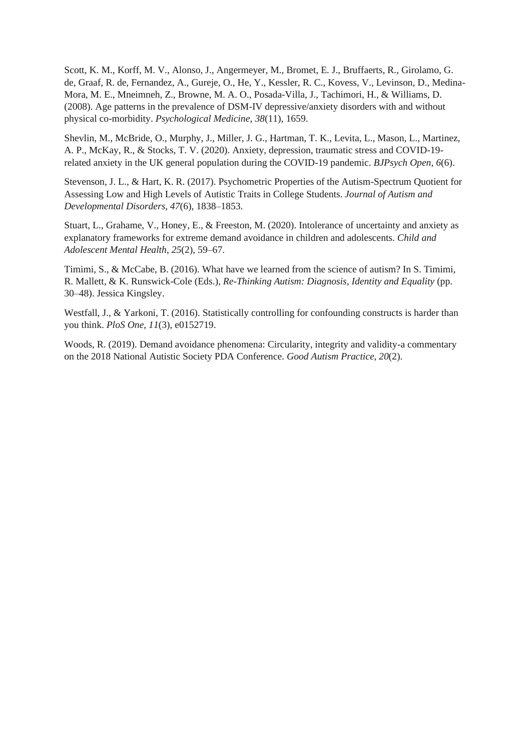Scott, K. M., Korff, M. V., Alonso, J., Angermeyer, M., Bromet, E. J., Bruffaerts, R., Girolamo, G. de, Graaf, R. de, Fernandez, A., Gureje, O., He, Y., Kessler, R. C., Kovess, V., Levinson, D., Medina-Mora, M. E., Mneimneh, Z., Browne, M. A. O., Posada-Villa, J., Tachimori, H., & Williams, D. (2008). Age patterns in the prevalence of DSM-IV depressive/anxiety disorders with and without physical co-morbidity. *Psychological Medicine*, *38*(11), 1659.

Shevlin, M., McBride, O., Murphy, J., Miller, J. G., Hartman, T. K., Levita, L., Mason, L., Martinez, A. P., McKay, R., & Stocks, T. V. (2020). Anxiety, depression, traumatic stress and COVID-19-related anxiety in the UK general population during the COVID-19 pandemic. *BJPsych Open*, *6*(6).

Stevenson, J. L., & Hart, K. R. (2017). Psychometric Properties of the Autism-Spectrum Quotient for Assessing Low and High Levels of Autistic Traits in College Students. *Journal of Autism and Developmental Disorders*, *47*(6), 1838–1853.

Stuart, L., Grahame, V., Honey, E., & Freeston, M. (2020). Intolerance of uncertainty and anxiety as explanatory frameworks for extreme demand avoidance in children and adolescents. *Child and Adolescent Mental Health*, *25*(2), 59–67.

Timimi, S., & McCabe, B. (2016). What have we learned from the science of autism? In S. Timimi, R. Mallett, & K. Runswick-Cole (Eds.), *Re-Thinking Autism: Diagnosis, Identity and Equality* (pp. 30–48). Jessica Kingsley.

Westfall, J., & Yarkoni, T. (2016). Statistically controlling for confounding constructs is harder than you think. *PloS One*, *11*(3), e0152719.

Woods, R. (2019). Demand avoidance phenomena: Circularity, integrity and validity-a commentary on the 2018 National Autistic Society PDA Conference. *Good Autism Practice*, *20*(2).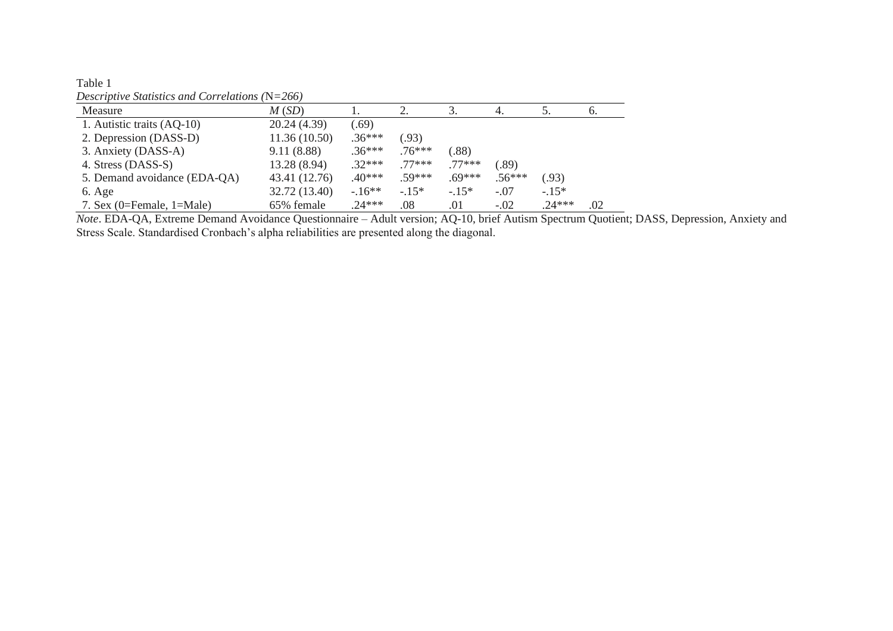Table 1

*Descriptive Statistics and Correlations (N=266)*

| Measure | *M* (*SD*) | 1. | 2. | 3. | 4. | 5. | 6. |
|---|---|---|---|---|---|---|---|
| 1. Autistic traits (AQ-10) | 20.24 (4.39) | (.69) | | | | | |
| 2. Depression (DASS-D) | 11.36 (10.50) | .36*** | (.93) | | | | |
| 3. Anxiety (DASS-A) | 9.11 (8.88) | .36*** | .76*** | (.88) | | | |
| 4. Stress (DASS-S) | 13.28 (8.94) | .32*** | .77*** | .77*** | (.89) | | |
| 5. Demand avoidance (EDA-QA) | 43.41 (12.76) | .40*** | .59*** | .69*** | .56*** | (.93) | |
| 6. Age | 32.72 (13.40) | -.16** | -.15* | -.15* | -.07 | -.15* | |
| 7. Sex (0=Female, 1=Male) | 65% female | .24*** | .08 | .01 | -.02 | .24*** | .02 |

*Note*. EDA-QA, Extreme Demand Avoidance Questionnaire – Adult version; AQ-10, brief Autism Spectrum Quotient; DASS, Depression, Anxiety and Stress Scale. Standardised Cronbach's alpha reliabilities are presented along the diagonal.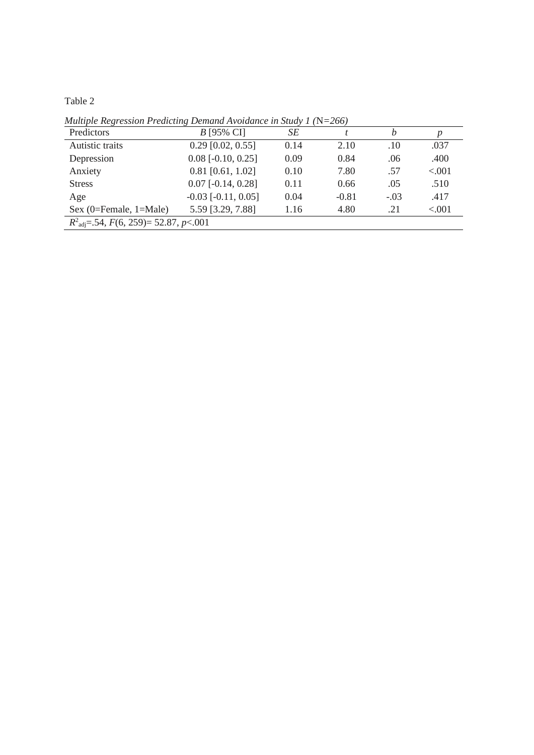Table 2

*Multiple Regression Predicting Demand Avoidance in Study 1 (*N*=266)*

| Predictors | *B* [95% CI] | *SE* | *t* | *b* | *p* |
|---|---|---|---|---|---|
| Autistic traits | 0.29 [0.02, 0.55] | 0.14 | 2.10 | .10 | .037 |
| Depression | 0.08 [-0.10, 0.25] | 0.09 | 0.84 | .06 | .400 |
| Anxiety | 0.81 [0.61, 1.02] | 0.10 | 7.80 | .57 | <.001 |
| Stress | 0.07 [-0.14, 0.28] | 0.11 | 0.66 | .05 | .510 |
| Age | -0.03 [-0.11, 0.05] | 0.04 | -0.81 | -.03 | .417 |
| Sex (0=Female, 1=Male) | 5.59 [3.29, 7.88] | 1.16 | 4.80 | .21 | <.001 |
| $R^2_{adj}$=.54, $F(6, 259)$= 52.87, $p$<.001 | | | | | |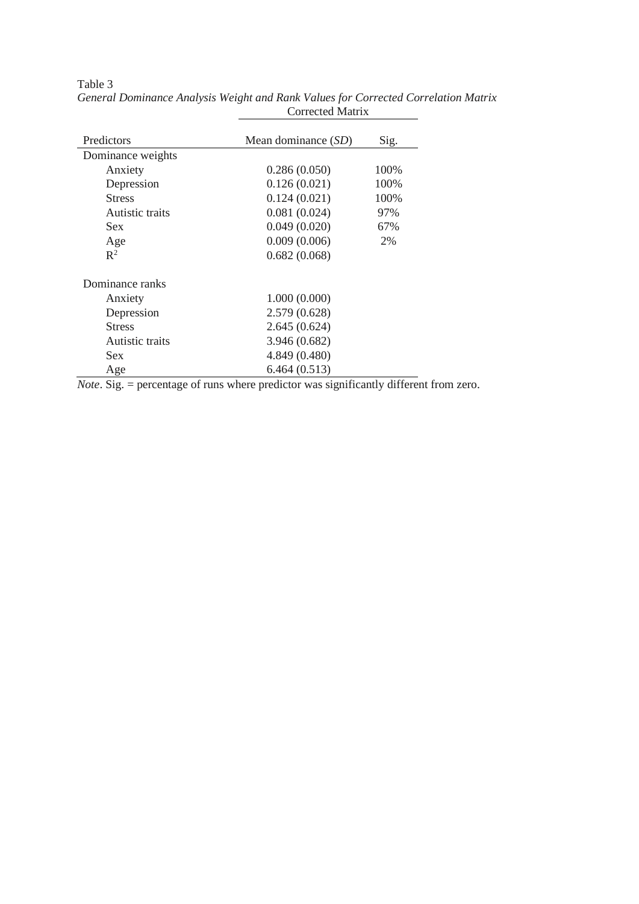Table 3

*General Dominance Analysis Weight and Rank Values for Corrected Correlation Matrix*

| | Corrected Matrix | |
|---|---|---|
| Predictors | Mean dominance (*SD*) | Sig. |
| Dominance weights | | |
| Anxiety | 0.286 (0.050) | 100% |
| Depression | 0.126 (0.021) | 100% |
| Stress | 0.124 (0.021) | 100% |
| Autistic traits | 0.081 (0.024) | 97% |
| Sex | 0.049 (0.020) | 67% |
| Age | 0.009 (0.006) | 2% |
| $R^2$ | 0.682 (0.068) | |
| Dominance ranks | | |
| Anxiety | 1.000 (0.000) | |
| Depression | 2.579 (0.628) | |
| Stress | 2.645 (0.624) | |
| Autistic traits | 3.946 (0.682) | |
| Sex | 4.849 (0.480) | |
| Age | 6.464 (0.513) | |

*Note*. Sig. = percentage of runs where predictor was significantly different from zero.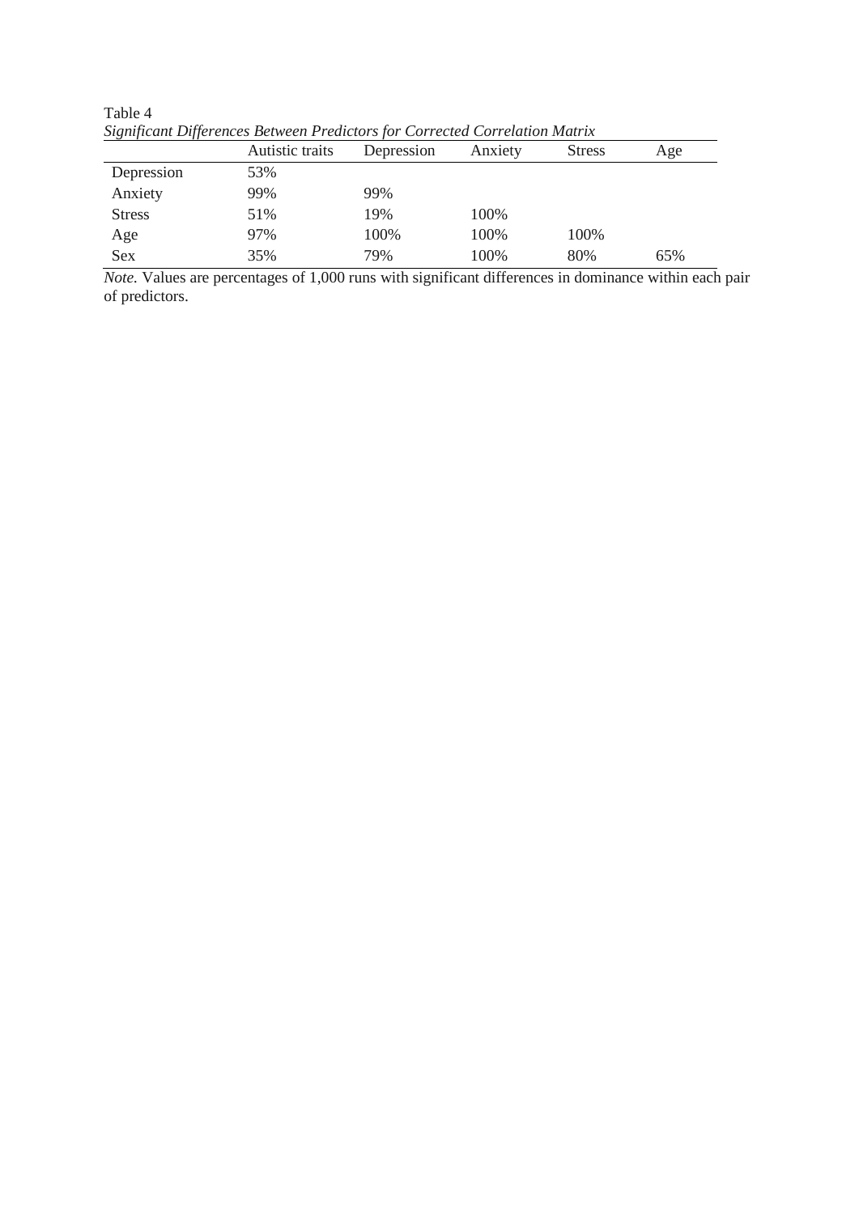Table 4

*Significant Differences Between Predictors for Corrected Correlation Matrix*

| | Autistic traits | Depression | Anxiety | Stress | Age |
|---|---|---|---|---|---|
| Depression | 53% | | | | |
| Anxiety | 99% | 99% | | | |
| Stress | 51% | 19% | 100% | | |
| Age | 97% | 100% | 100% | 100% | |
| Sex | 35% | 79% | 100% | 80% | 65% |

*Note.* Values are percentages of 1,000 runs with significant differences in dominance within each pair of predictors.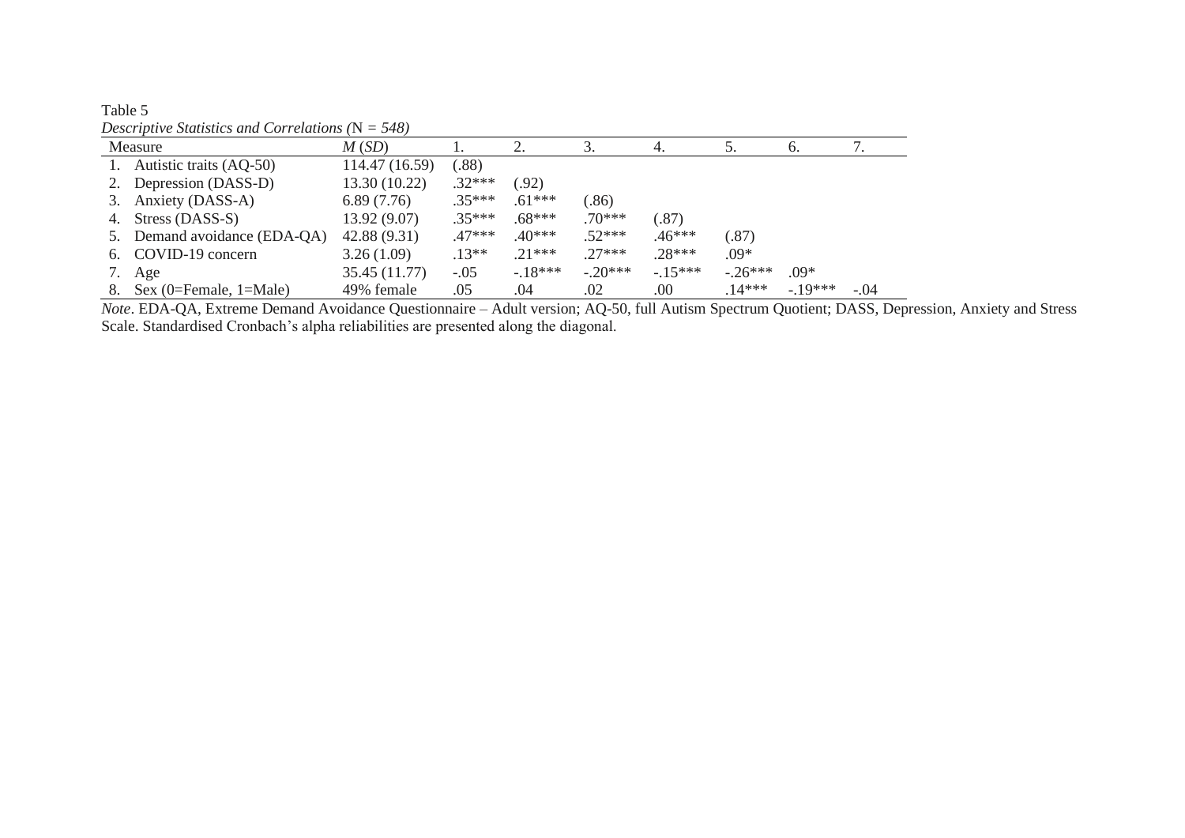Table 5

*Descriptive Statistics and Correlations (*N *= 548)*

| Measure | *M* (*SD*) | 1. | 2. | 3. | 4. | 5. | 6. | 7. |
|---|---|---|---|---|---|---|---|---|
| 1. Autistic traits (AQ-50) | 114.47 (16.59) | (.88) | | | | | | |
| 2. Depression (DASS-D) | 13.30 (10.22) | .32*** | (.92) | | | | | |
| 3. Anxiety (DASS-A) | 6.89 (7.76) | .35*** | .61*** | (.86) | | | | |
| 4. Stress (DASS-S) | 13.92 (9.07) | .35*** | .68*** | .70*** | (.87) | | | |
| 5. Demand avoidance (EDA-QA) | 42.88 (9.31) | .47*** | .40*** | .52*** | .46*** | (.87) | | |
| 6. COVID-19 concern | 3.26 (1.09) | .13** | .21*** | .27*** | .28*** | .09* | | |
| 7. Age | 35.45 (11.77) | -.05 | -.18*** | -.20*** | -.15*** | -.26*** | .09* | |
| 8. Sex (0=Female, 1=Male) | 49% female | .05 | .04 | .02 | .00 | .14*** | -.19*** | -.04 |

*Note*. EDA-QA, Extreme Demand Avoidance Questionnaire – Adult version; AQ-50, full Autism Spectrum Quotient; DASS, Depression, Anxiety and Stress Scale. Standardised Cronbach's alpha reliabilities are presented along the diagonal.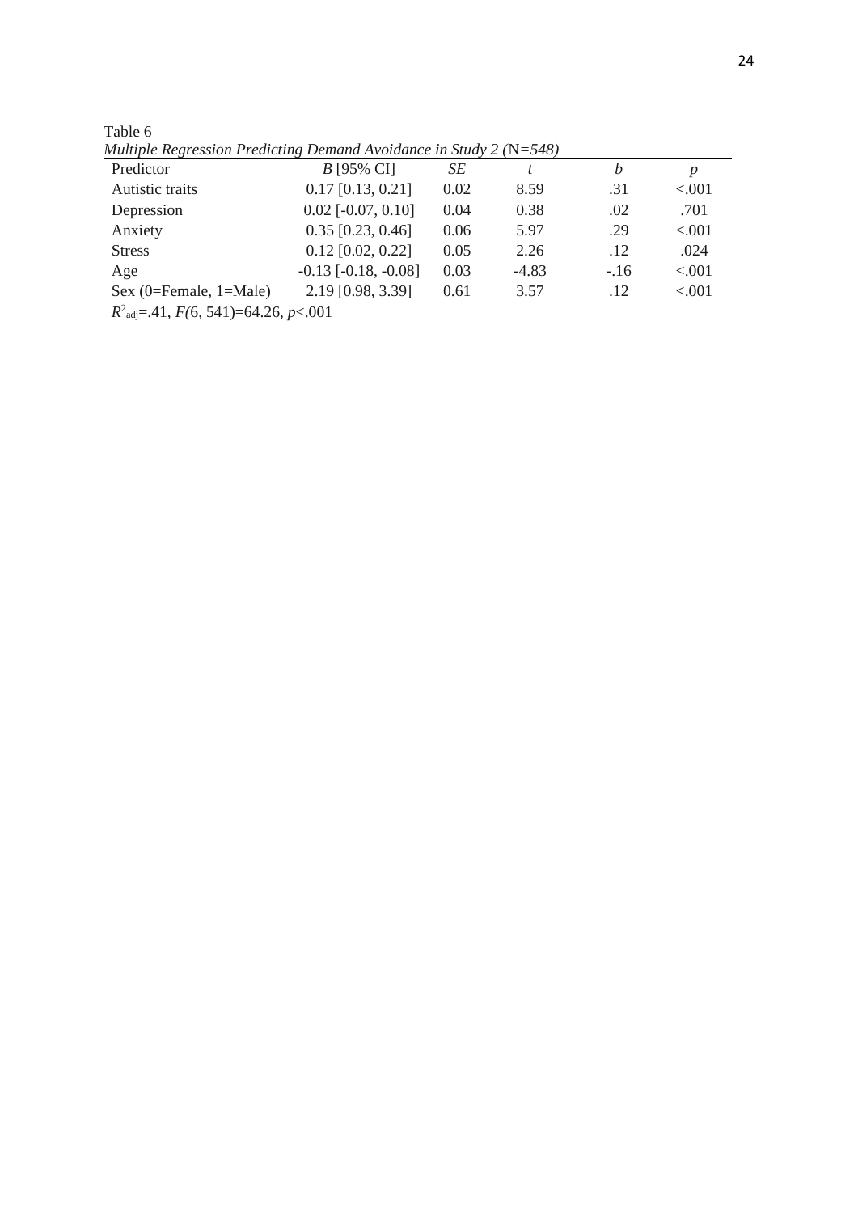Table 6

*Multiple Regression Predicting Demand Avoidance in Study 2 (N=548)*

| Predictor | *B* [95% CI] | *SE* | *t* | *b* | *p* |
|---|---|---|---|---|---|
| Autistic traits | 0.17 [0.13, 0.21] | 0.02 | 8.59 | .31 | <.001 |
| Depression | 0.02 [-0.07, 0.10] | 0.04 | 0.38 | .02 | .701 |
| Anxiety | 0.35 [0.23, 0.46] | 0.06 | 5.97 | .29 | <.001 |
| Stress | 0.12 [0.02, 0.22] | 0.05 | 2.26 | .12 | .024 |
| Age | -0.13 [-0.18, -0.08] | 0.03 | -4.83 | -.16 | <.001 |
| Sex (0=Female, 1=Male) | 2.19 [0.98, 3.39] | 0.61 | 3.57 | .12 | <.001 |
| $R^2_{adj}$=.41, $F(6, 541)$=64.26, $p$<.001 | | | | | |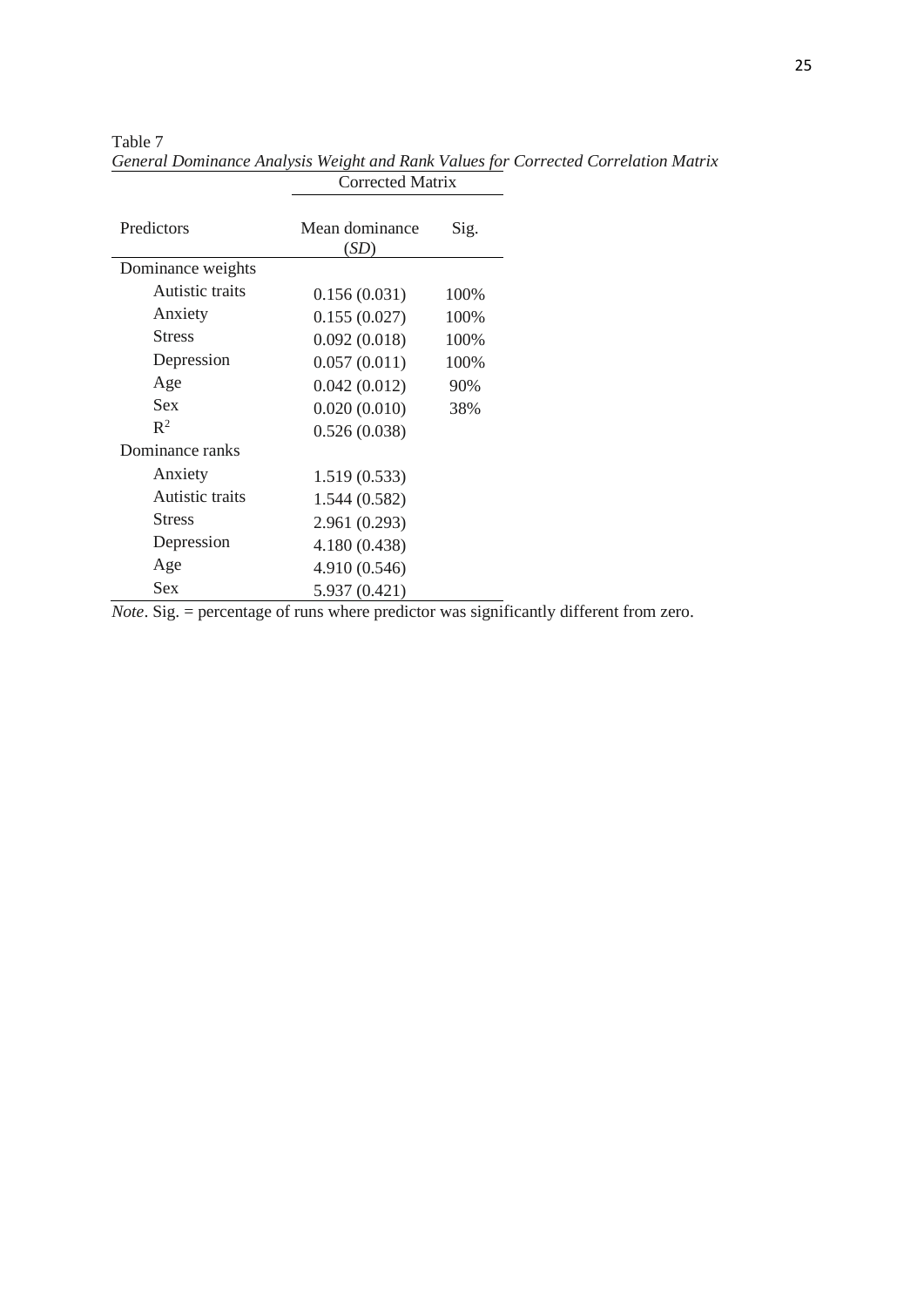Table 7

*General Dominance Analysis Weight and Rank Values for Corrected Correlation Matrix*

| | Corrected Matrix | |
|---|---|---|
| Predictors | Mean dominance (*SD*) | Sig. |
| Dominance weights | | |
| Autistic traits | 0.156 (0.031) | 100% |
| Anxiety | 0.155 (0.027) | 100% |
| Stress | 0.092 (0.018) | 100% |
| Depression | 0.057 (0.011) | 100% |
| Age | 0.042 (0.012) | 90% |
| Sex | 0.020 (0.010) | 38% |
| $R^2$ | 0.526 (0.038) | |
| Dominance ranks | | |
| Anxiety | 1.519 (0.533) | |
| Autistic traits | 1.544 (0.582) | |
| Stress | 2.961 (0.293) | |
| Depression | 4.180 (0.438) | |
| Age | 4.910 (0.546) | |
| Sex | 5.937 (0.421) | |

*Note*. Sig. = percentage of runs where predictor was significantly different from zero.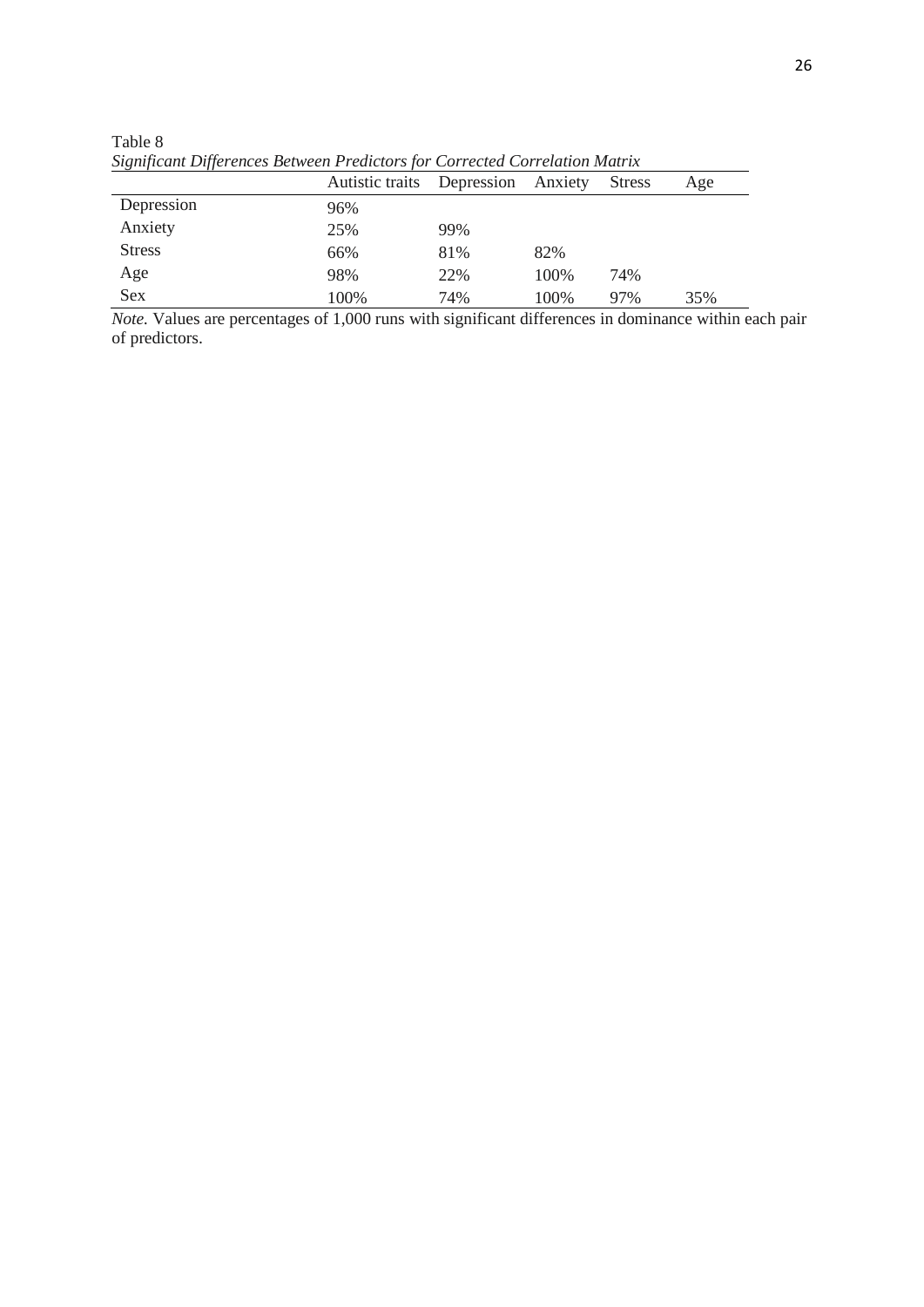Table 8

*Significant Differences Between Predictors for Corrected Correlation Matrix*

| | Autistic traits | Depression | Anxiety | Stress | Age |
|---|---|---|---|---|---|
| Depression | 96% | | | | |
| Anxiety | 25% | 99% | | | |
| Stress | 66% | 81% | 82% | | |
| Age | 98% | 22% | 100% | 74% | |
| Sex | 100% | 74% | 100% | 97% | 35% |

*Note.* Values are percentages of 1,000 runs with significant differences in dominance within each pair of predictors.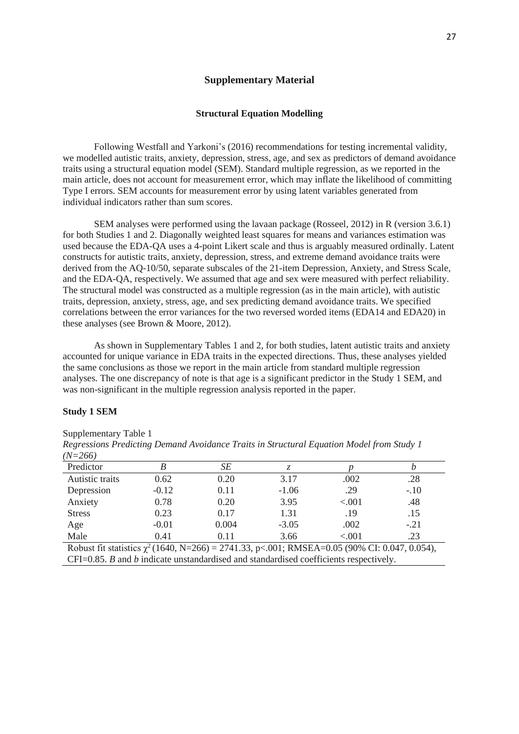# Supplementary Material

## Structural Equation Modelling

Following Westfall and Yarkoni's (2016) recommendations for testing incremental validity, we modelled autistic traits, anxiety, depression, stress, age, and sex as predictors of demand avoidance traits using a structural equation model (SEM). Standard multiple regression, as we reported in the main article, does not account for measurement error, which may inflate the likelihood of committing Type I errors. SEM accounts for measurement error by using latent variables generated from individual indicators rather than sum scores.

SEM analyses were performed using the lavaan package (Rosseel, 2012) in R (version 3.6.1) for both Studies 1 and 2. Diagonally weighted least squares for means and variances estimation was used because the EDA-QA uses a 4-point Likert scale and thus is arguably measured ordinally. Latent constructs for autistic traits, anxiety, depression, stress, and extreme demand avoidance traits were derived from the AQ-10/50, separate subscales of the 21-item Depression, Anxiety, and Stress Scale, and the EDA-QA, respectively. We assumed that age and sex were measured with perfect reliability. The structural model was constructed as a multiple regression (as in the main article), with autistic traits, depression, anxiety, stress, age, and sex predicting demand avoidance traits. We specified correlations between the error variances for the two reversed worded items (EDA14 and EDA20) in these analyses (see Brown & Moore, 2012).

As shown in Supplementary Tables 1 and 2, for both studies, latent autistic traits and anxiety accounted for unique variance in EDA traits in the expected directions. Thus, these analyses yielded the same conclusions as those we report in the main article from standard multiple regression analyses. The one discrepancy of note is that age is a significant predictor in the Study 1 SEM, and was non-significant in the multiple regression analysis reported in the paper.

**Study 1 SEM**

Supplementary Table 1

*Regressions Predicting Demand Avoidance Traits in Structural Equation Model from Study 1 (N=266)*

| Predictor | *B* | *SE* | *z* | *p* | *b* |
|---|---|---|---|---|---|
| Autistic traits | 0.62 | 0.20 | 3.17 | .002 | .28 |
| Depression | -0.12 | 0.11 | -1.06 | .29 | -.10 |
| Anxiety | 0.78 | 0.20 | 3.95 | <.001 | .48 |
| Stress | 0.23 | 0.17 | 1.31 | .19 | .15 |
| Age | -0.01 | 0.004 | -3.05 | .002 | -.21 |
| Male | 0.41 | 0.11 | 3.66 | <.001 | .23 |

Robust fit statistics $\chi^2$ (1640, N=266) = 2741.33, p<.001; RMSEA=0.05 (90% CI: 0.047, 0.054), CFI=0.85. *B* and *b* indicate unstandardised and standardised coefficients respectively.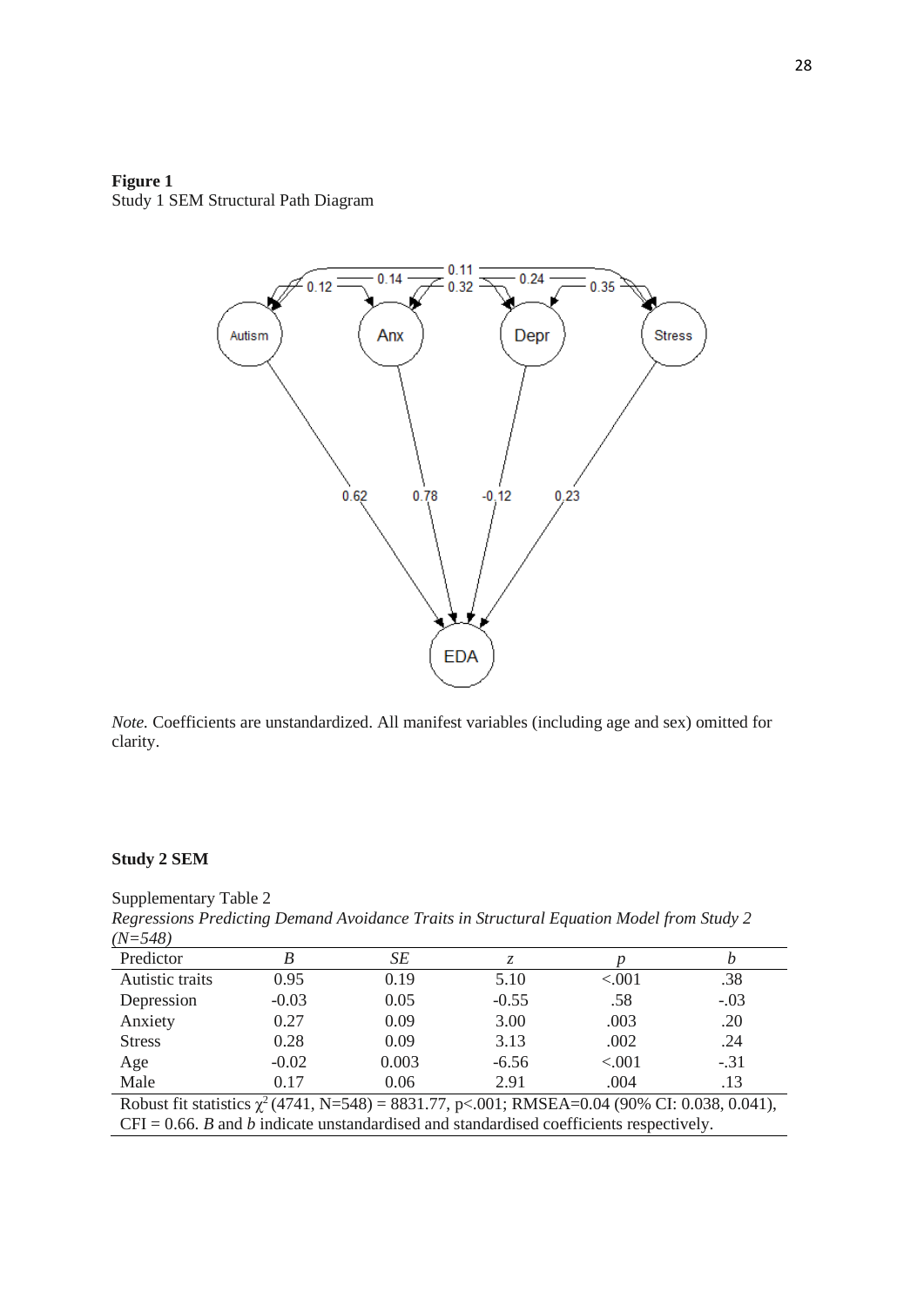**Figure 1**
Study 1 SEM Structural Path Diagram

*Note.* Coefficients are unstandardized. All manifest variables (including age and sex) omitted for clarity.

**Study 2 SEM**

Supplementary Table 2
*Regressions Predicting Demand Avoidance Traits in Structural Equation Model from Study 2 (N=548)*

| Predictor | *B* | *SE* | *z* | *p* | *b* |
|---|---|---|---|---|---|
| Autistic traits | 0.95 | 0.19 | 5.10 | <.001 | .38 |
| Depression | -0.03 | 0.05 | -0.55 | .58 | -.03 |
| Anxiety | 0.27 | 0.09 | 3.00 | .003 | .20 |
| Stress | 0.28 | 0.09 | 3.13 | .002 | .24 |
| Age | -0.02 | 0.003 | -6.56 | <.001 | -.31 |
| Male | 0.17 | 0.06 | 2.91 | .004 | .13 |

Robust fit statistics $\chi^2$ (4741, N=548) = 8831.77, p<.001; RMSEA=0.04 (90% CI: 0.038, 0.041), CFI = 0.66. *B* and *b* indicate unstandardised and standardised coefficients respectively.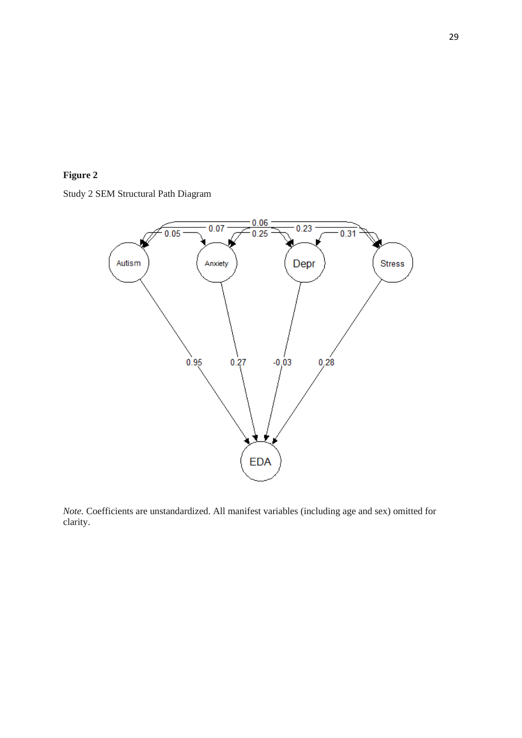**Figure 2**

Study 2 SEM Structural Path Diagram

*Note.* Coefficients are unstandardized. All manifest variables (including age and sex) omitted for clarity.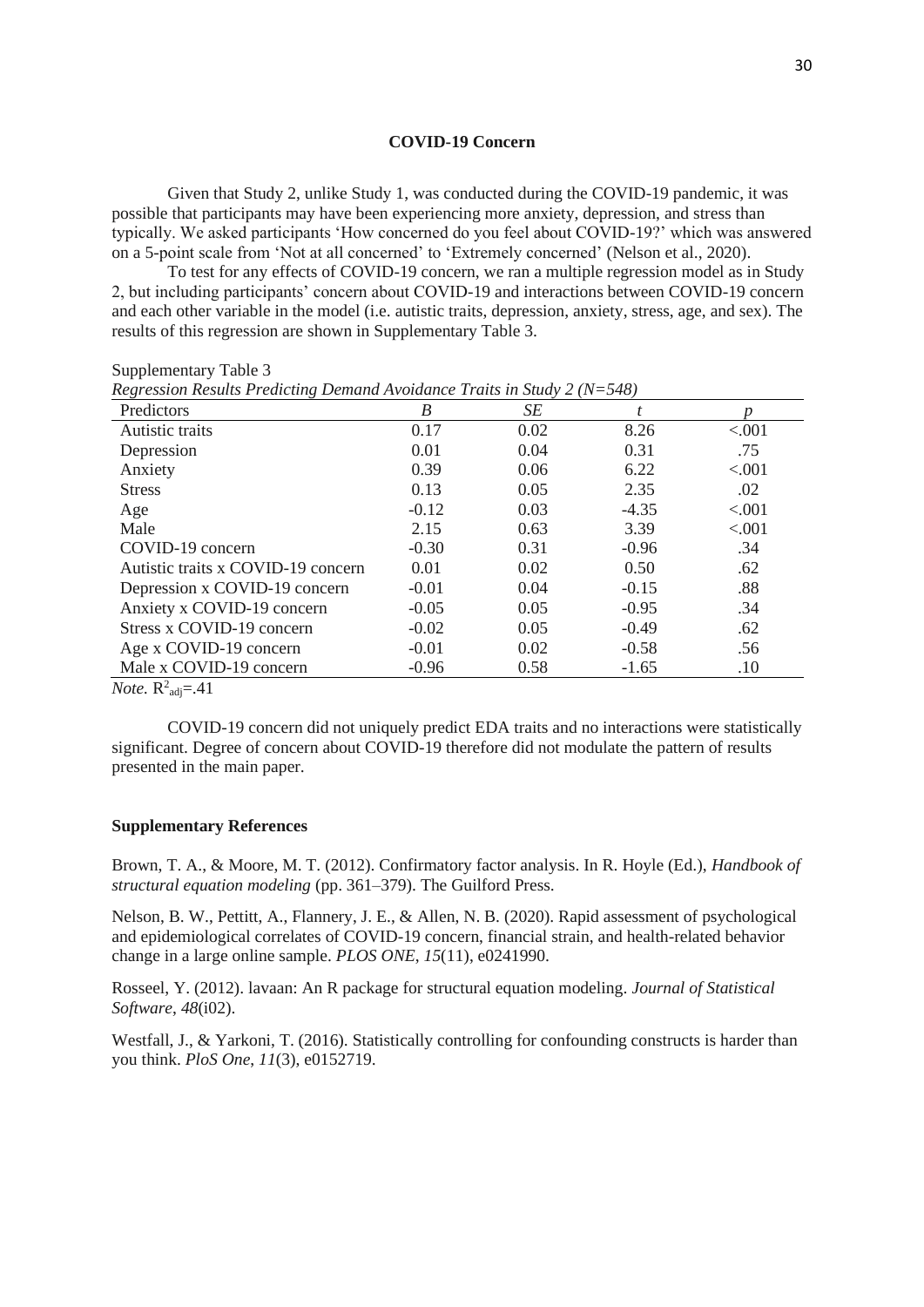### COVID-19 Concern

Given that Study 2, unlike Study 1, was conducted during the COVID-19 pandemic, it was possible that participants may have been experiencing more anxiety, depression, and stress than typically. We asked participants 'How concerned do you feel about COVID-19?' which was answered on a 5-point scale from 'Not at all concerned' to 'Extremely concerned' (Nelson et al., 2020).

To test for any effects of COVID-19 concern, we ran a multiple regression model as in Study 2, but including participants' concern about COVID-19 and interactions between COVID-19 concern and each other variable in the model (i.e. autistic traits, depression, anxiety, stress, age, and sex). The results of this regression are shown in Supplementary Table 3.

Supplementary Table 3

*Regression Results Predicting Demand Avoidance Traits in Study 2 (N=548)*

| Predictors | *B* | *SE* | *t* | *p* |
|---|---|---|---|---|
| Autistic traits | 0.17 | 0.02 | 8.26 | <.001 |
| Depression | 0.01 | 0.04 | 0.31 | .75 |
| Anxiety | 0.39 | 0.06 | 6.22 | <.001 |
| Stress | 0.13 | 0.05 | 2.35 | .02 |
| Age | -0.12 | 0.03 | -4.35 | <.001 |
| Male | 2.15 | 0.63 | 3.39 | <.001 |
| COVID-19 concern | -0.30 | 0.31 | -0.96 | .34 |
| Autistic traits x COVID-19 concern | 0.01 | 0.02 | 0.50 | .62 |
| Depression x COVID-19 concern | -0.01 | 0.04 | -0.15 | .88 |
| Anxiety x COVID-19 concern | -0.05 | 0.05 | -0.95 | .34 |
| Stress x COVID-19 concern | -0.02 | 0.05 | -0.49 | .62 |
| Age x COVID-19 concern | -0.01 | 0.02 | -0.58 | .56 |
| Male x COVID-19 concern | -0.96 | 0.58 | -1.65 | .10 |

*Note.* $R^2_{adj}$=.41

COVID-19 concern did not uniquely predict EDA traits and no interactions were statistically significant. Degree of concern about COVID-19 therefore did not modulate the pattern of results presented in the main paper.

### Supplementary References

Brown, T. A., & Moore, M. T. (2012). Confirmatory factor analysis. In R. Hoyle (Ed.), *Handbook of structural equation modeling* (pp. 361–379). The Guilford Press.

Nelson, B. W., Pettitt, A., Flannery, J. E., & Allen, N. B. (2020). Rapid assessment of psychological and epidemiological correlates of COVID-19 concern, financial strain, and health-related behavior change in a large online sample. *PLOS ONE*, *15*(11), e0241990.

Rosseel, Y. (2012). lavaan: An R package for structural equation modeling. *Journal of Statistical Software*, *48*(i02).

Westfall, J., & Yarkoni, T. (2016). Statistically controlling for confounding constructs is harder than you think. *PloS One*, *11*(3), e0152719.